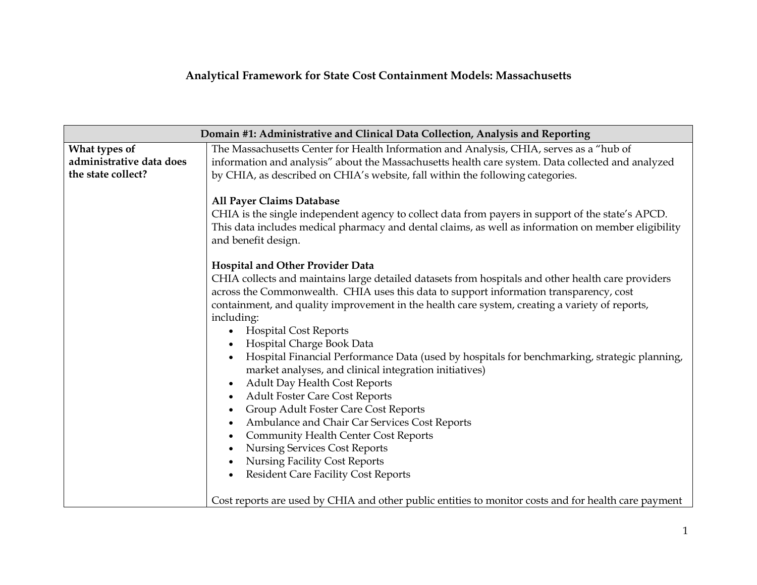# Analytical Framework for State Cost Containment Models: Massachusetts

| Domain #1: Administrative and Clinical Data Collection, Analysis and Reporting | |
|---|---|
| **What types of administrative data does the state collect?** | The Massachusetts Center for Health Information and Analysis, CHIA, serves as a "hub of information and analysis" about the Massachusetts health care system. Data collected and analyzed by CHIA, as described on CHIA's website, fall within the following categories.<br><br>**All Payer Claims Database**<br>CHIA is the single independent agency to collect data from payers in support of the state's APCD. This data includes medical pharmacy and dental claims, as well as information on member eligibility and benefit design.<br><br>**Hospital and Other Provider Data**<br>CHIA collects and maintains large detailed datasets from hospitals and other health care providers across the Commonwealth. CHIA uses this data to support information transparency, cost containment, and quality improvement in the health care system, creating a variety of reports, including:<br>• Hospital Cost Reports<br>• Hospital Charge Book Data<br>• Hospital Financial Performance Data (used by hospitals for benchmarking, strategic planning, market analyses, and clinical integration initiatives)<br>• Adult Day Health Cost Reports<br>• Adult Foster Care Cost Reports<br>• Group Adult Foster Care Cost Reports<br>• Ambulance and Chair Car Services Cost Reports<br>• Community Health Center Cost Reports<br>• Nursing Services Cost Reports<br>• Nursing Facility Cost Reports<br>• Resident Care Facility Cost Reports<br><br>Cost reports are used by CHIA and other public entities to monitor costs and for health care payment |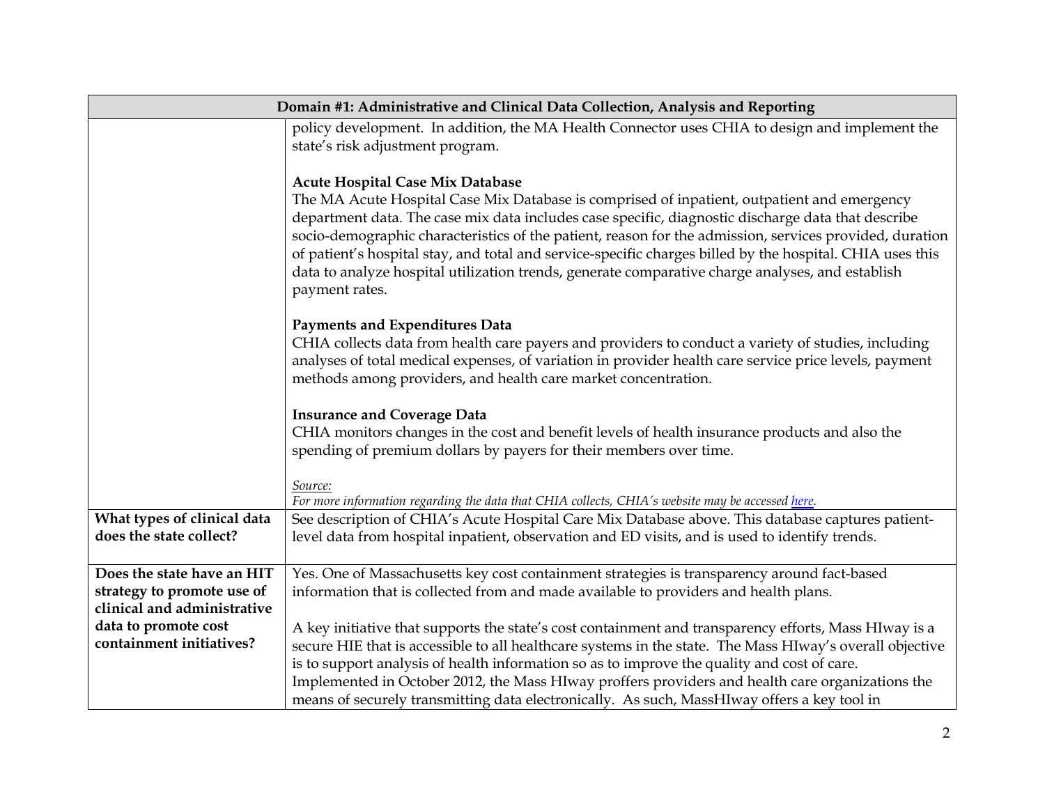| Domain #1: Administrative and Clinical Data Collection, Analysis and Reporting | |
|---|---|
| | policy development. In addition, the MA Health Connector uses CHIA to design and implement the state's risk adjustment program.<br><br>**Acute Hospital Case Mix Database**<br>The MA Acute Hospital Case Mix Database is comprised of inpatient, outpatient and emergency department data. The case mix data includes case specific, diagnostic discharge data that describe socio-demographic characteristics of the patient, reason for the admission, services provided, duration of patient's hospital stay, and total and service-specific charges billed by the hospital. CHIA uses this data to analyze hospital utilization trends, generate comparative charge analyses, and establish payment rates.<br><br>**Payments and Expenditures Data**<br>CHIA collects data from health care payers and providers to conduct a variety of studies, including analyses of total medical expenses, of variation in provider health care service price levels, payment methods among providers, and health care market concentration.<br><br>**Insurance and Coverage Data**<br>CHIA monitors changes in the cost and benefit levels of health insurance products and also the spending of premium dollars by payers for their members over time.<br><br>*Source:*<br>*For more information regarding the data that CHIA collects, CHIA's website may be accessed here.* |
| **What types of clinical data does the state collect?** | See description of CHIA's Acute Hospital Care Mix Database above. This database captures patient-level data from hospital inpatient, observation and ED visits, and is used to identify trends. |
| **Does the state have an HIT strategy to promote use of clinical and administrative data to promote cost containment initiatives?** | Yes. One of Massachusetts key cost containment strategies is transparency around fact-based information that is collected from and made available to providers and health plans.<br><br>A key initiative that supports the state's cost containment and transparency efforts, Mass HIway is a secure HIE that is accessible to all healthcare systems in the state. The Mass HIway's overall objective is to support analysis of health information so as to improve the quality and cost of care. Implemented in October 2012, the Mass HIway proffers providers and health care organizations the means of securely transmitting data electronically. As such, MassHIway offers a key tool in |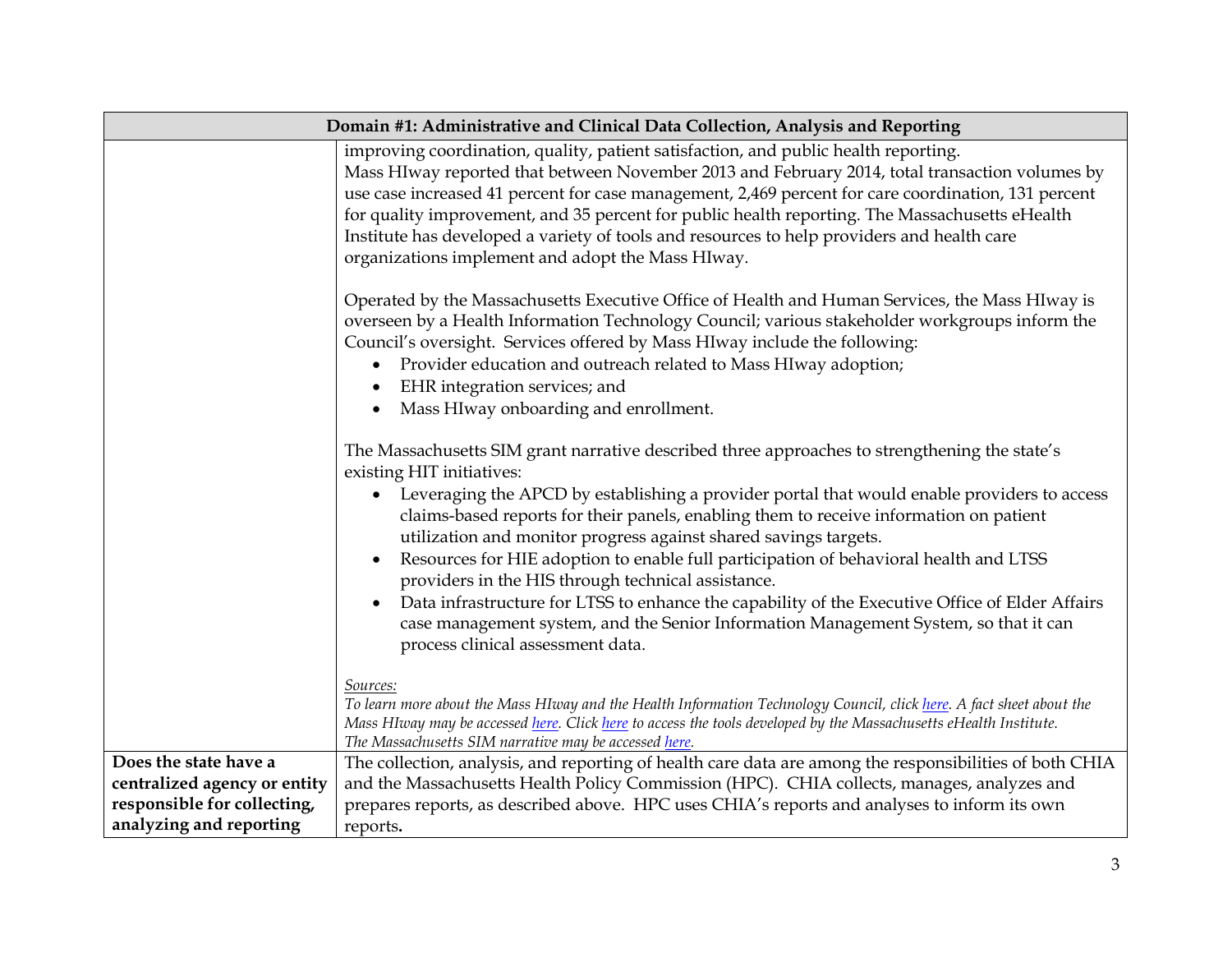| Domain #1: Administrative and Clinical Data Collection, Analysis and Reporting | |
|---|---|
| | improving coordination, quality, patient satisfaction, and public health reporting.<br>Mass HIway reported that between November 2013 and February 2014, total transaction volumes by use case increased 41 percent for case management, 2,469 percent for care coordination, 131 percent for quality improvement, and 35 percent for public health reporting. The Massachusetts eHealth Institute has developed a variety of tools and resources to help providers and health care organizations implement and adopt the Mass HIway.<br><br>Operated by the Massachusetts Executive Office of Health and Human Services, the Mass HIway is overseen by a Health Information Technology Council; various stakeholder workgroups inform the Council's oversight. Services offered by Mass HIway include the following:<br>• Provider education and outreach related to Mass HIway adoption;<br>• EHR integration services; and<br>• Mass HIway onboarding and enrollment.<br><br>The Massachusetts SIM grant narrative described three approaches to strengthening the state's existing HIT initiatives:<br>• Leveraging the APCD by establishing a provider portal that would enable providers to access claims-based reports for their panels, enabling them to receive information on patient utilization and monitor progress against shared savings targets.<br>• Resources for HIE adoption to enable full participation of behavioral health and LTSS providers in the HIS through technical assistance.<br>• Data infrastructure for LTSS to enhance the capability of the Executive Office of Elder Affairs case management system, and the Senior Information Management System, so that it can process clinical assessment data.<br><br>*Sources:*<br>*To learn more about the Mass HIway and the Health Information Technology Council, click here. A fact sheet about the Mass HIway may be accessed here. Click here to access the tools developed by the Massachusetts eHealth Institute. The Massachusetts SIM narrative may be accessed here.* |
| **Does the state have a centralized agency or entity responsible for collecting, analyzing and reporting** | The collection, analysis, and reporting of health care data are among the responsibilities of both CHIA and the Massachusetts Health Policy Commission (HPC). CHIA collects, manages, analyzes and prepares reports, as described above. HPC uses CHIA's reports and analyses to inform its own reports. |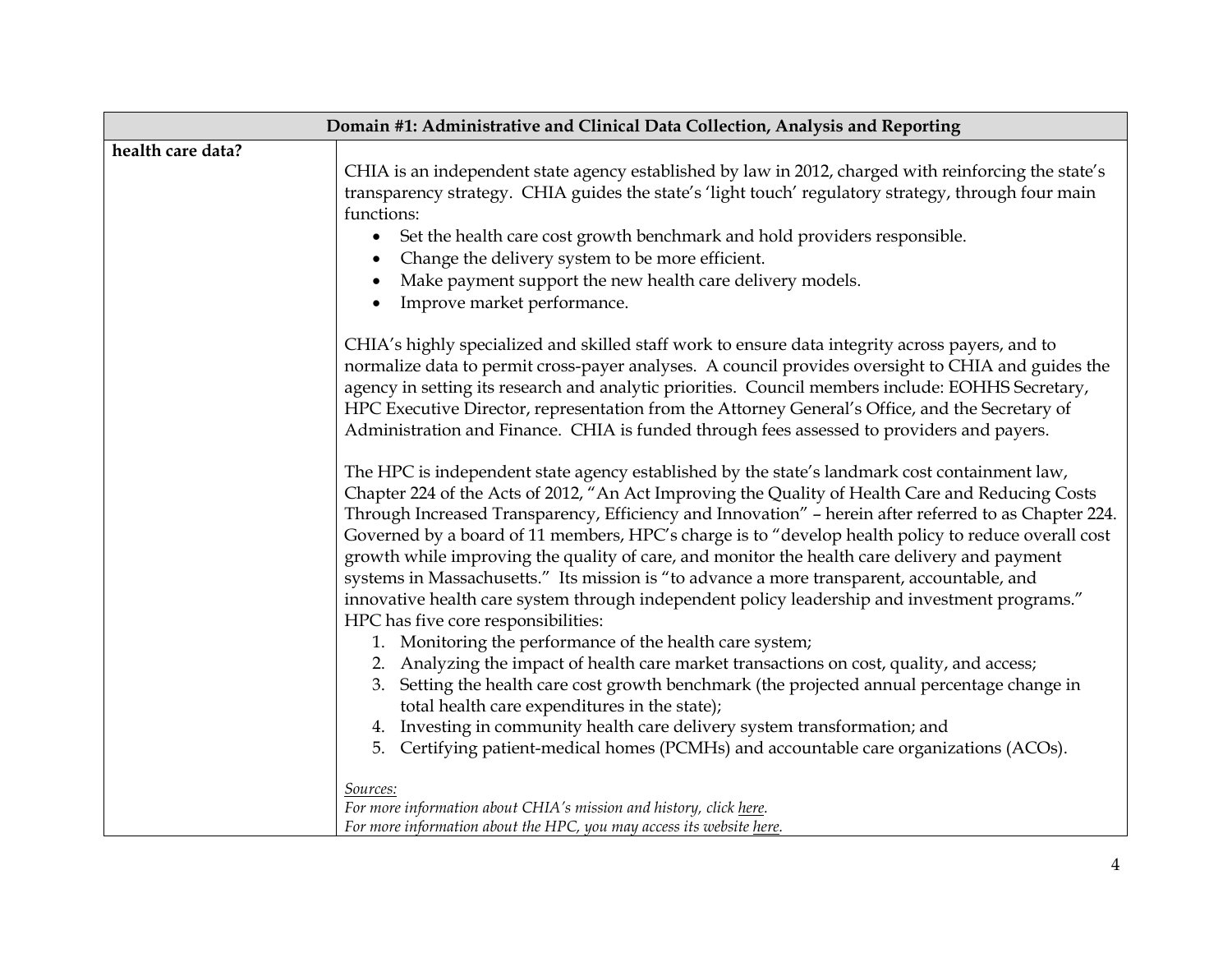| Domain #1: Administrative and Clinical Data Collection, Analysis and Reporting | |
|---|---|
| **health care data?** | CHIA is an independent state agency established by law in 2012, charged with reinforcing the state's transparency strategy. CHIA guides the state's 'light touch' regulatory strategy, through four main functions:<br>• Set the health care cost growth benchmark and hold providers responsible.<br>• Change the delivery system to be more efficient.<br>• Make payment support the new health care delivery models.<br>• Improve market performance.<br><br>CHIA's highly specialized and skilled staff work to ensure data integrity across payers, and to normalize data to permit cross-payer analyses. A council provides oversight to CHIA and guides the agency in setting its research and analytic priorities. Council members include: EOHHS Secretary, HPC Executive Director, representation from the Attorney General's Office, and the Secretary of Administration and Finance. CHIA is funded through fees assessed to providers and payers.<br><br>The HPC is independent state agency established by the state's landmark cost containment law, Chapter 224 of the Acts of 2012, "An Act Improving the Quality of Health Care and Reducing Costs Through Increased Transparency, Efficiency and Innovation" – herein after referred to as Chapter 224. Governed by a board of 11 members, HPC's charge is to "develop health policy to reduce overall cost growth while improving the quality of care, and monitor the health care delivery and payment systems in Massachusetts." Its mission is "to advance a more transparent, accountable, and innovative health care system through independent policy leadership and investment programs." HPC has five core responsibilities:<br>1. Monitoring the performance of the health care system;<br>2. Analyzing the impact of health care market transactions on cost, quality, and access;<br>3. Setting the health care cost growth benchmark (the projected annual percentage change in total health care expenditures in the state);<br>4. Investing in community health care delivery system transformation; and<br>5. Certifying patient-medical homes (PCMHs) and accountable care organizations (ACOs).<br><br>*Sources:*<br>*For more information about CHIA's mission and history, click here.*<br>*For more information about the HPC, you may access its website here.* |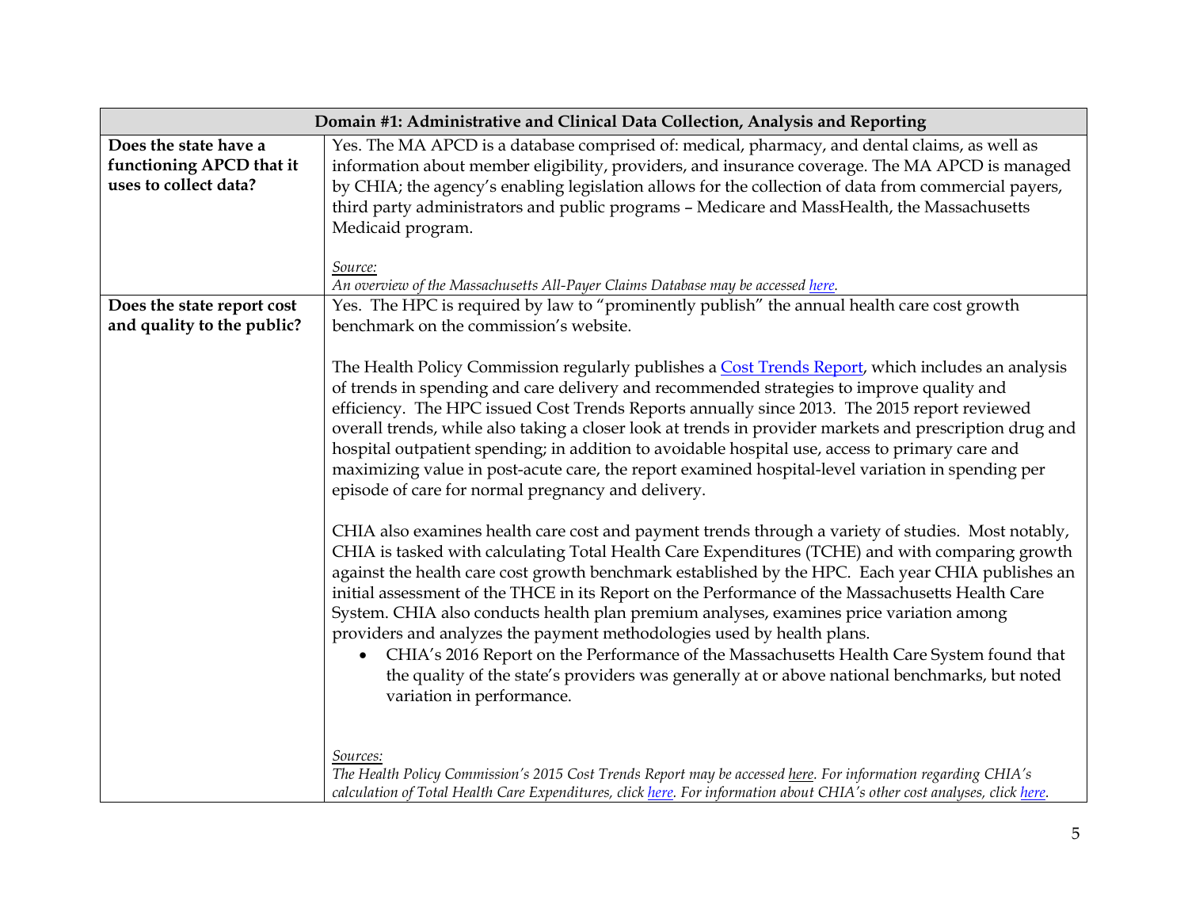| Domain #1: Administrative and Clinical Data Collection, Analysis and Reporting | |
|---|---|
| **Does the state have a functioning APCD that it uses to collect data?** | Yes. The MA APCD is a database comprised of: medical, pharmacy, and dental claims, as well as information about member eligibility, providers, and insurance coverage. The MA APCD is managed by CHIA; the agency's enabling legislation allows for the collection of data from commercial payers, third party administrators and public programs – Medicare and MassHealth, the Massachusetts Medicaid program.<br><br>*Source:*<br>*An overview of the Massachusetts All-Payer Claims Database may be accessed here.* |
| **Does the state report cost and quality to the public?** | Yes. The HPC is required by law to "prominently publish" the annual health care cost growth benchmark on the commission's website.<br><br>The Health Policy Commission regularly publishes a Cost Trends Report, which includes an analysis of trends in spending and care delivery and recommended strategies to improve quality and efficiency. The HPC issued Cost Trends Reports annually since 2013. The 2015 report reviewed overall trends, while also taking a closer look at trends in provider markets and prescription drug and hospital outpatient spending; in addition to avoidable hospital use, access to primary care and maximizing value in post-acute care, the report examined hospital-level variation in spending per episode of care for normal pregnancy and delivery.<br><br>CHIA also examines health care cost and payment trends through a variety of studies. Most notably, CHIA is tasked with calculating Total Health Care Expenditures (TCHE) and with comparing growth against the health care cost growth benchmark established by the HPC. Each year CHIA publishes an initial assessment of the THCE in its Report on the Performance of the Massachusetts Health Care System. CHIA also conducts health plan premium analyses, examines price variation among providers and analyzes the payment methodologies used by health plans.<br>• CHIA's 2016 Report on the Performance of the Massachusetts Health Care System found that the quality of the state's providers was generally at or above national benchmarks, but noted variation in performance.<br><br>*Sources:*<br>*The Health Policy Commission's 2015 Cost Trends Report may be accessed here. For information regarding CHIA's calculation of Total Health Care Expenditures, click here. For information about CHIA's other cost analyses, click here.* |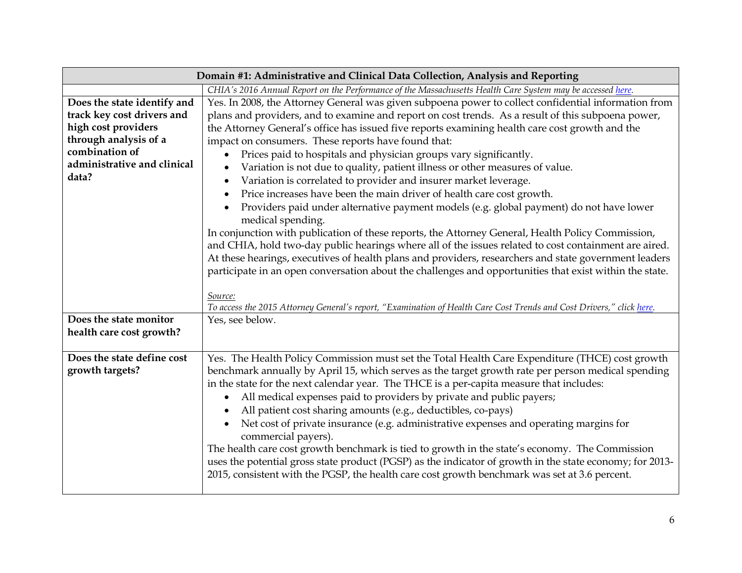| Domain #1: Administrative and Clinical Data Collection, Analysis and Reporting | |
|---|---|
| | *CHIA's 2016 Annual Report on the Performance of the Massachusetts Health Care System may be accessed here.* |
| **Does the state identify and track key cost drivers and high cost providers through analysis of a combination of administrative and clinical data?** | Yes. In 2008, the Attorney General was given subpoena power to collect confidential information from plans and providers, and to examine and report on cost trends. As a result of this subpoena power, the Attorney General's office has issued five reports examining health care cost growth and the impact on consumers. These reports have found that:<br>• Prices paid to hospitals and physician groups vary significantly.<br>• Variation is not due to quality, patient illness or other measures of value.<br>• Variation is correlated to provider and insurer market leverage.<br>• Price increases have been the main driver of health care cost growth.<br>• Providers paid under alternative payment models (e.g. global payment) do not have lower medical spending.<br>In conjunction with publication of these reports, the Attorney General, Health Policy Commission, and CHIA, hold two-day public hearings where all of the issues related to cost containment are aired. At these hearings, executives of health plans and providers, researchers and state government leaders participate in an open conversation about the challenges and opportunities that exist within the state.<br><br>*Source:*<br>*To access the 2015 Attorney General's report, "Examination of Health Care Cost Trends and Cost Drivers," click here.* |
| **Does the state monitor health care cost growth?** | Yes, see below. |
| **Does the state define cost growth targets?** | Yes. The Health Policy Commission must set the Total Health Care Expenditure (THCE) cost growth benchmark annually by April 15, which serves as the target growth rate per person medical spending in the state for the next calendar year. The THCE is a per-capita measure that includes:<br>• All medical expenses paid to providers by private and public payers;<br>• All patient cost sharing amounts (e.g., deductibles, co-pays)<br>• Net cost of private insurance (e.g. administrative expenses and operating margins for commercial payers).<br>The health care cost growth benchmark is tied to growth in the state's economy. The Commission uses the potential gross state product (PGSP) as the indicator of growth in the state economy; for 2013-2015, consistent with the PGSP, the health care cost growth benchmark was set at 3.6 percent. |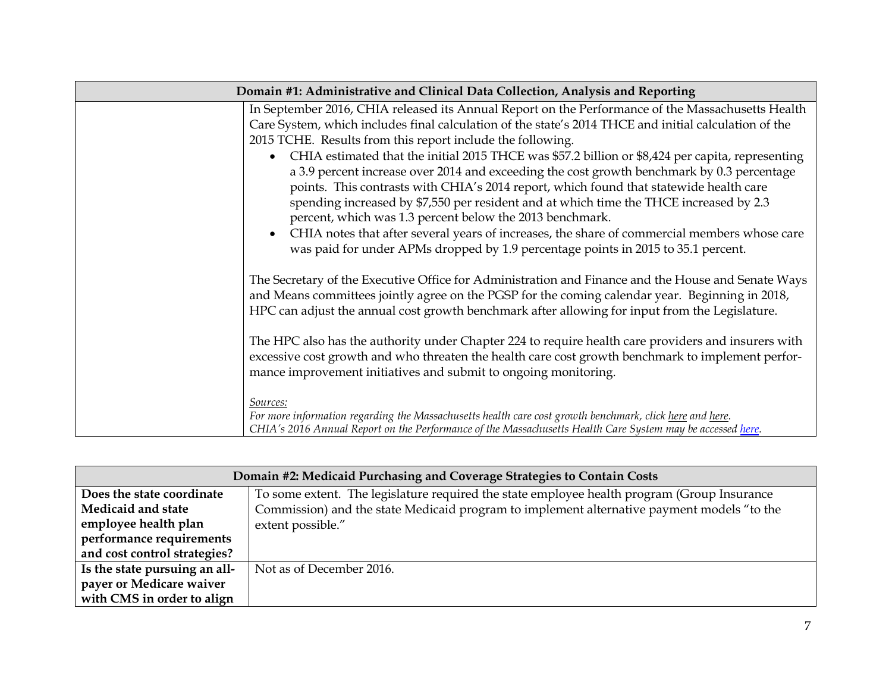| Domain #1: Administrative and Clinical Data Collection, Analysis and Reporting | |
|---|---|
| | In September 2016, CHIA released its Annual Report on the Performance of the Massachusetts Health Care System, which includes final calculation of the state's 2014 THCE and initial calculation of the 2015 TCHE. Results from this report include the following:<br>• CHIA estimated that the initial 2015 THCE was $57.2 billion or $8,424 per capita, representing a 3.9 percent increase over 2014 and exceeding the cost growth benchmark by 0.3 percentage points. This contrasts with CHIA's 2014 report, which found that statewide health care spending increased by $7,550 per resident and at which time the THCE increased by 2.3 percent, which was 1.3 percent below the 2013 benchmark.<br>• CHIA notes that after several years of increases, the share of commercial members whose care was paid for under APMs dropped by 1.9 percentage points in 2015 to 35.1 percent.<br><br>The Secretary of the Executive Office for Administration and Finance and the House and Senate Ways and Means committees jointly agree on the PGSP for the coming calendar year. Beginning in 2018, HPC can adjust the annual cost growth benchmark after allowing for input from the Legislature.<br><br>The HPC also has the authority under Chapter 224 to require health care providers and insurers with excessive cost growth and who threaten the health care cost growth benchmark to implement performance improvement initiatives and submit to ongoing monitoring.<br><br>*Sources:*<br>*For more information regarding the Massachusetts health care cost growth benchmark, click here and here.*<br>*CHIA's 2016 Annual Report on the Performance of the Massachusetts Health Care System may be accessed here.* |

| Domain #2: Medicaid Purchasing and Coverage Strategies to Contain Costs | |
|---|---|
| **Does the state coordinate Medicaid and state employee health plan performance requirements and cost control strategies?** | To some extent. The legislature required the state employee health program (Group Insurance Commission) and the state Medicaid program to implement alternative payment models "to the extent possible." |
| **Is the state pursuing an all-payer or Medicare waiver with CMS in order to align** | Not as of December 2016. |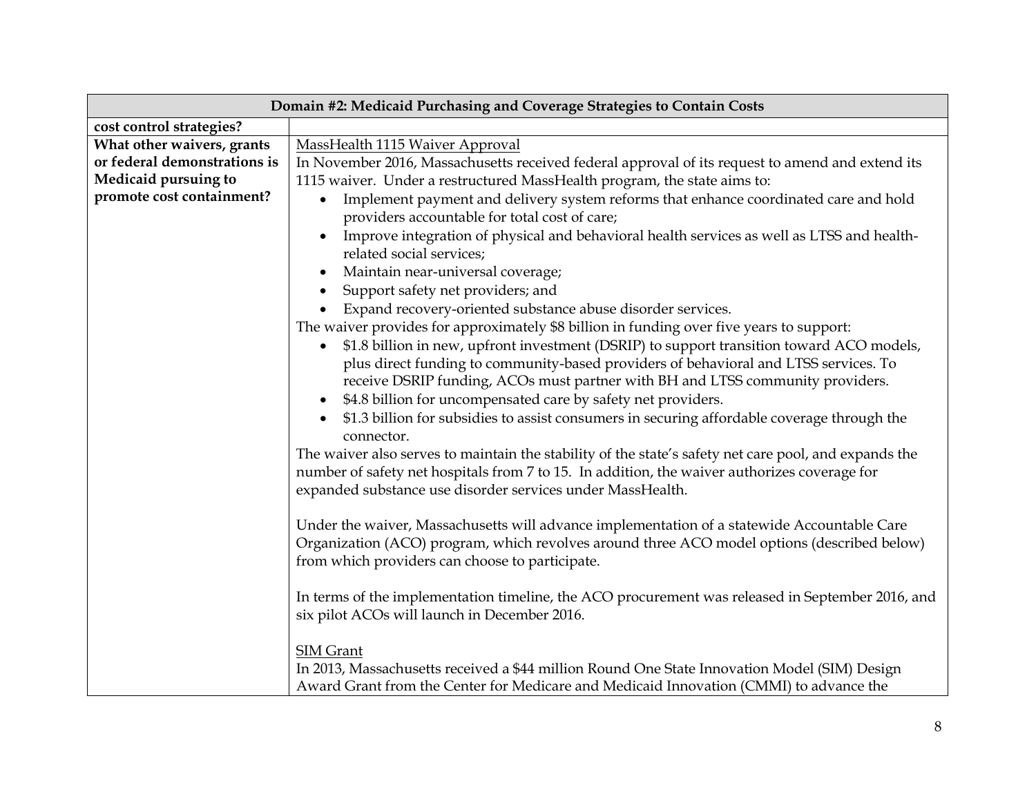| Domain #2: Medicaid Purchasing and Coverage Strategies to Contain Costs | |
|---|---|
| **cost control strategies?** | |
| **What other waivers, grants or federal demonstrations is Medicaid pursuing to promote cost containment?** | <u>MassHealth 1115 Waiver Approval</u><br>In November 2016, Massachusetts received federal approval of its request to amend and extend its 1115 waiver. Under a restructured MassHealth program, the state aims to:<br>• Implement payment and delivery system reforms that enhance coordinated care and hold providers accountable for total cost of care;<br>• Improve integration of physical and behavioral health services as well as LTSS and health-related social services;<br>• Maintain near-universal coverage;<br>• Support safety net providers; and<br>• Expand recovery-oriented substance abuse disorder services.<br>The waiver provides for approximately $8 billion in funding over five years to support:<br>• $1.8 billion in new, upfront investment (DSRIP) to support transition toward ACO models, plus direct funding to community-based providers of behavioral and LTSS services. To receive DSRIP funding, ACOs must partner with BH and LTSS community providers.<br>• $4.8 billion for uncompensated care by safety net providers.<br>• $1.3 billion for subsidies to assist consumers in securing affordable coverage through the connector.<br>The waiver also serves to maintain the stability of the state's safety net care pool, and expands the number of safety net hospitals from 7 to 15. In addition, the waiver authorizes coverage for expanded substance use disorder services under MassHealth.<br><br>Under the waiver, Massachusetts will advance implementation of a statewide Accountable Care Organization (ACO) program, which revolves around three ACO model options (described below) from which providers can choose to participate.<br><br>In terms of the implementation timeline, the ACO procurement was released in September 2016, and six pilot ACOs will launch in December 2016.<br><br><u>SIM Grant</u><br>In 2013, Massachusetts received a $44 million Round One State Innovation Model (SIM) Design Award Grant from the Center for Medicare and Medicaid Innovation (CMMI) to advance the |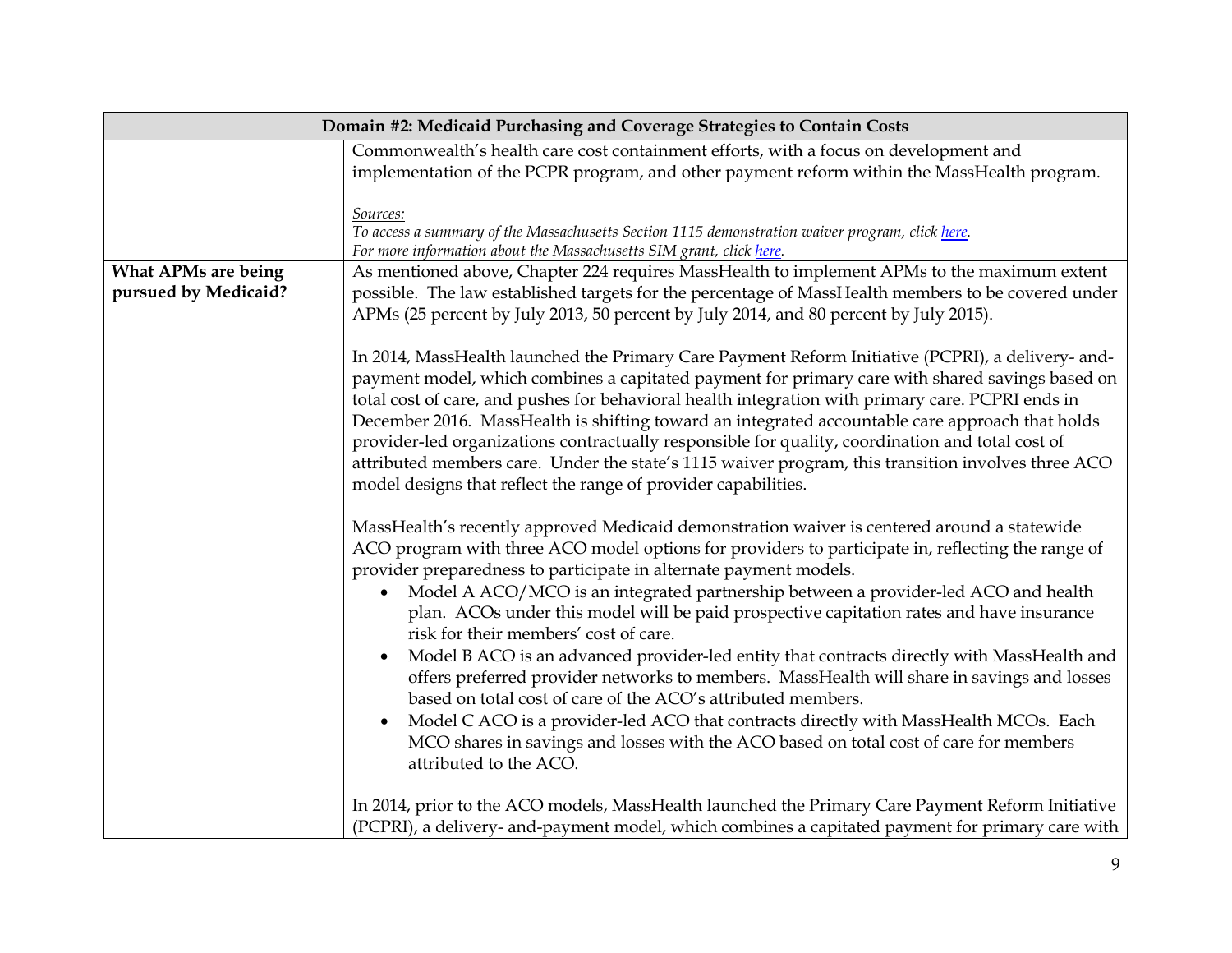| Domain #2: Medicaid Purchasing and Coverage Strategies to Contain Costs | |
|---|---|
| | Commonwealth's health care cost containment efforts, with a focus on development and implementation of the PCPR program, and other payment reform within the MassHealth program.<br><br>*Sources:*<br>*To access a summary of the Massachusetts Section 1115 demonstration waiver program, click here.*<br>*For more information about the Massachusetts SIM grant, click here.* |
| **What APMs are being pursued by Medicaid?** | As mentioned above, Chapter 224 requires MassHealth to implement APMs to the maximum extent possible. The law established targets for the percentage of MassHealth members to be covered under APMs (25 percent by July 2013, 50 percent by July 2014, and 80 percent by July 2015).<br><br>In 2014, MassHealth launched the Primary Care Payment Reform Initiative (PCPRI), a delivery- and-payment model, which combines a capitated payment for primary care with shared savings based on total cost of care, and pushes for behavioral health integration with primary care. PCPRI ends in December 2016. MassHealth is shifting toward an integrated accountable care approach that holds provider-led organizations contractually responsible for quality, coordination and total cost of attributed members care. Under the state's 1115 waiver program, this transition involves three ACO model designs that reflect the range of provider capabilities.<br><br>MassHealth's recently approved Medicaid demonstration waiver is centered around a statewide ACO program with three ACO model options for providers to participate in, reflecting the range of provider preparedness to participate in alternate payment models.<br>• Model A ACO/MCO is an integrated partnership between a provider-led ACO and health plan. ACOs under this model will be paid prospective capitation rates and have insurance risk for their members' cost of care.<br>• Model B ACO is an advanced provider-led entity that contracts directly with MassHealth and offers preferred provider networks to members. MassHealth will share in savings and losses based on total cost of care of the ACO's attributed members.<br>• Model C ACO is a provider-led ACO that contracts directly with MassHealth MCOs. Each MCO shares in savings and losses with the ACO based on total cost of care for members attributed to the ACO.<br><br>In 2014, prior to the ACO models, MassHealth launched the Primary Care Payment Reform Initiative (PCPRI), a delivery- and-payment model, which combines a capitated payment for primary care with |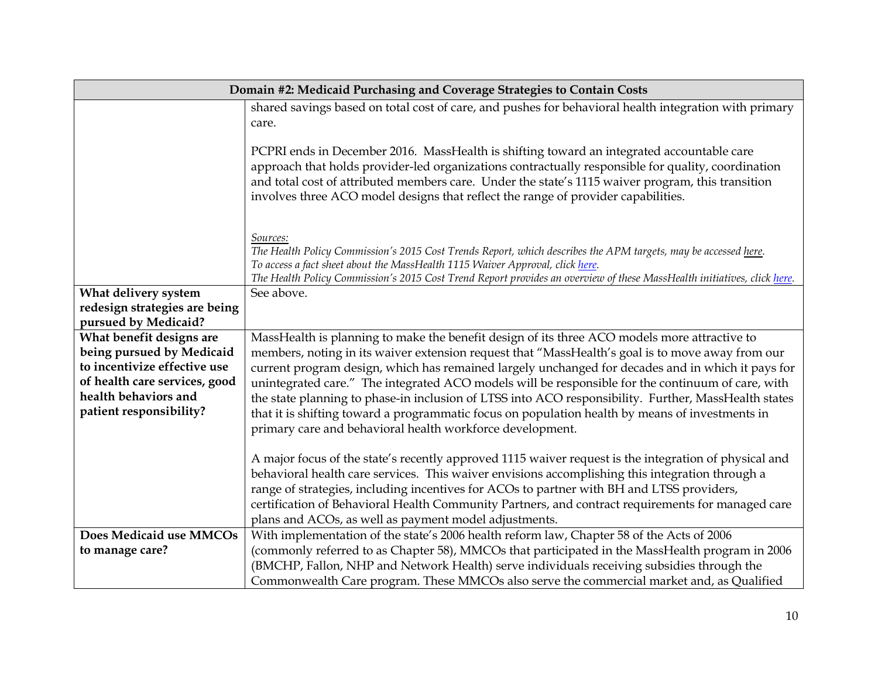| Domain #2: Medicaid Purchasing and Coverage Strategies to Contain Costs | |
|---|---|
| | shared savings based on total cost of care, and pushes for behavioral health integration with primary care.<br><br>PCPRI ends in December 2016. MassHealth is shifting toward an integrated accountable care approach that holds provider-led organizations contractually responsible for quality, coordination and total cost of attributed members care. Under the state's 1115 waiver program, this transition involves three ACO model designs that reflect the range of provider capabilities.<br><br>*Sources:*<br>*The Health Policy Commission's 2015 Cost Trends Report, which describes the APM targets, may be accessed here.*<br>*To access a fact sheet about the MassHealth 1115 Waiver Approval, click here.*<br>*The Health Policy Commission's 2015 Cost Trend Report provides an overview of these MassHealth initiatives, click here.* |
| **What delivery system redesign strategies are being pursued by Medicaid?** | See above. |
| **What benefit designs are being pursued by Medicaid to incentivize effective use of health care services, good health behaviors and patient responsibility?** | MassHealth is planning to make the benefit design of its three ACO models more attractive to members, noting in its waiver extension request that "MassHealth's goal is to move away from our current program design, which has remained largely unchanged for decades and in which it pays for unintegrated care." The integrated ACO models will be responsible for the continuum of care, with the state planning to phase-in inclusion of LTSS into ACO responsibility. Further, MassHealth states that it is shifting toward a programmatic focus on population health by means of investments in primary care and behavioral health workforce development.<br><br>A major focus of the state's recently approved 1115 waiver request is the integration of physical and behavioral health care services. This waiver envisions accomplishing this integration through a range of strategies, including incentives for ACOs to partner with BH and LTSS providers, certification of Behavioral Health Community Partners, and contract requirements for managed care plans and ACOs, as well as payment model adjustments. |
| **Does Medicaid use MMCOs to manage care?** | With implementation of the state's 2006 health reform law, Chapter 58 of the Acts of 2006 (commonly referred to as Chapter 58), MMCOs that participated in the MassHealth program in 2006 (BMCHP, Fallon, NHP and Network Health) serve individuals receiving subsidies through the Commonwealth Care program. These MMCOs also serve the commercial market and, as Qualified |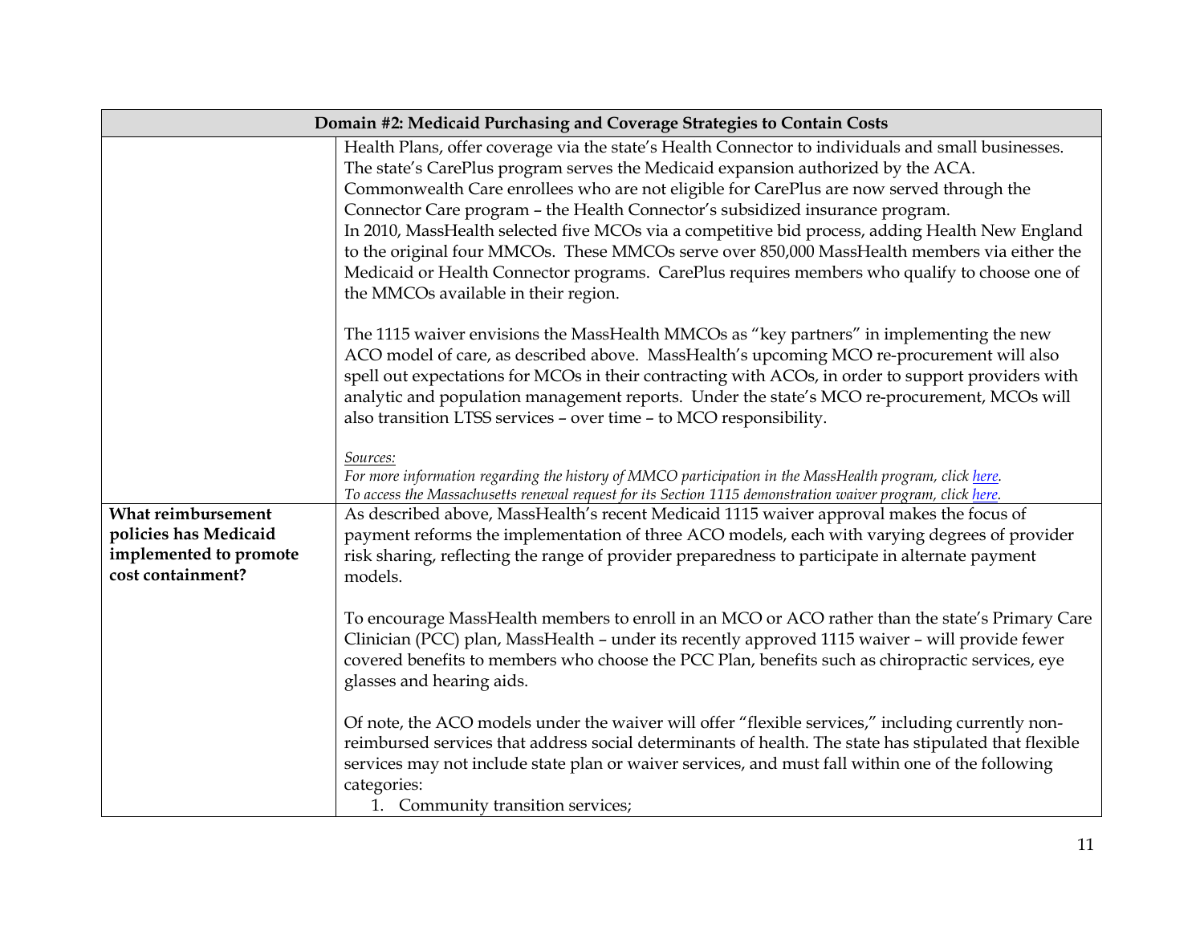| Domain #2: Medicaid Purchasing and Coverage Strategies to Contain Costs | |
|---|---|
| | Health Plans, offer coverage via the state's Health Connector to individuals and small businesses. The state's CarePlus program serves the Medicaid expansion authorized by the ACA. Commonwealth Care enrollees who are not eligible for CarePlus are now served through the Connector Care program – the Health Connector's subsidized insurance program.<br>In 2010, MassHealth selected five MCOs via a competitive bid process, adding Health New England to the original four MMCOs. These MMCOs serve over 850,000 MassHealth members via either the Medicaid or Health Connector programs. CarePlus requires members who qualify to choose one of the MMCOs available in their region.<br><br>The 1115 waiver envisions the MassHealth MMCOs as "key partners" in implementing the new ACO model of care, as described above. MassHealth's upcoming MCO re-procurement will also spell out expectations for MCOs in their contracting with ACOs, in order to support providers with analytic and population management reports. Under the state's MCO re-procurement, MCOs will also transition LTSS services – over time – to MCO responsibility.<br><br>*Sources:*<br>*For more information regarding the history of MMCO participation in the MassHealth program, click here.*<br>*To access the Massachusetts renewal request for its Section 1115 demonstration waiver program, click here.* |
| **What reimbursement policies has Medicaid implemented to promote cost containment?** | As described above, MassHealth's recent Medicaid 1115 waiver approval makes the focus of payment reforms the implementation of three ACO models, each with varying degrees of provider risk sharing, reflecting the range of provider preparedness to participate in alternate payment models.<br><br>To encourage MassHealth members to enroll in an MCO or ACO rather than the state's Primary Care Clinician (PCC) plan, MassHealth – under its recently approved 1115 waiver – will provide fewer covered benefits to members who choose the PCC Plan, benefits such as chiropractic services, eye glasses and hearing aids.<br><br>Of note, the ACO models under the waiver will offer "flexible services," including currently non-reimbursed services that address social determinants of health. The state has stipulated that flexible services may not include state plan or waiver services, and must fall within one of the following categories:<br>1. Community transition services; |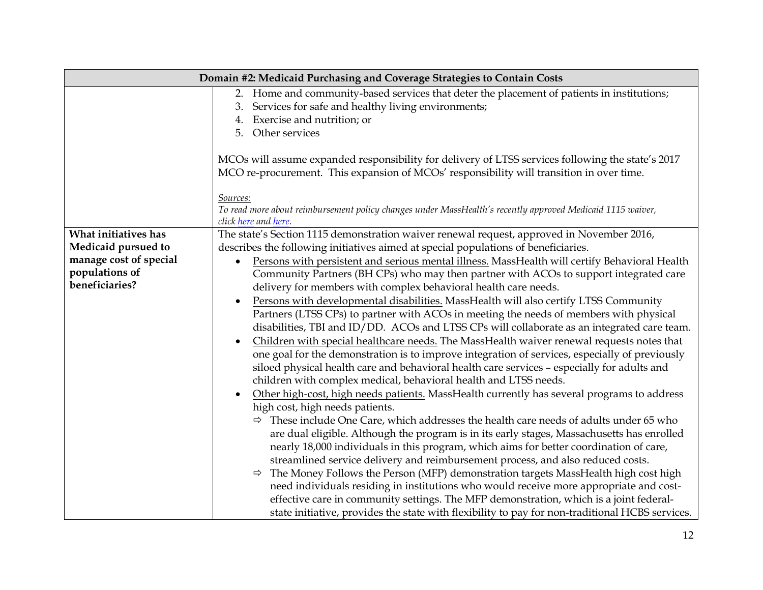| Domain #2: Medicaid Purchasing and Coverage Strategies to Contain Costs | |
|---|---|
| | 2. Home and community-based services that deter the placement of patients in institutions;<br>3. Services for safe and healthy living environments;<br>4. Exercise and nutrition; or<br>5. Other services<br><br>MCOs will assume expanded responsibility for delivery of LTSS services following the state's 2017 MCO re-procurement. This expansion of MCOs' responsibility will transition in over time.<br><br>*Sources:*<br>*To read more about reimbursement policy changes under MassHealth's recently approved Medicaid 1115 waiver, click here and here.* |
| **What initiatives has Medicaid pursued to manage cost of special populations of beneficiaries?** | The state's Section 1115 demonstration waiver renewal request, approved in November 2016, describes the following initiatives aimed at special populations of beneficiaries.<br>• Persons with persistent and serious mental illness. MassHealth will certify Behavioral Health Community Partners (BH CPs) who may then partner with ACOs to support integrated care delivery for members with complex behavioral health care needs.<br>• Persons with developmental disabilities. MassHealth will also certify LTSS Community Partners (LTSS CPs) to partner with ACOs in meeting the needs of members with physical disabilities, TBI and ID/DD. ACOs and LTSS CPs will collaborate as an integrated care team.<br>• Children with special healthcare needs. The MassHealth waiver renewal requests notes that one goal for the demonstration is to improve integration of services, especially of previously siloed physical health care and behavioral health care services – especially for adults and children with complex medical, behavioral health and LTSS needs.<br>• Other high-cost, high needs patients. MassHealth currently has several programs to address high cost, high needs patients.<br>  ⇨ These include One Care, which addresses the health care needs of adults under 65 who are dual eligible. Although the program is in its early stages, Massachusetts has enrolled nearly 18,000 individuals in this program, which aims for better coordination of care, streamlined service delivery and reimbursement process, and also reduced costs.<br>  ⇨ The Money Follows the Person (MFP) demonstration targets MassHealth high cost high need individuals residing in institutions who would receive more appropriate and cost-effective care in community settings. The MFP demonstration, which is a joint federal-state initiative, provides the state with flexibility to pay for non-traditional HCBS services. |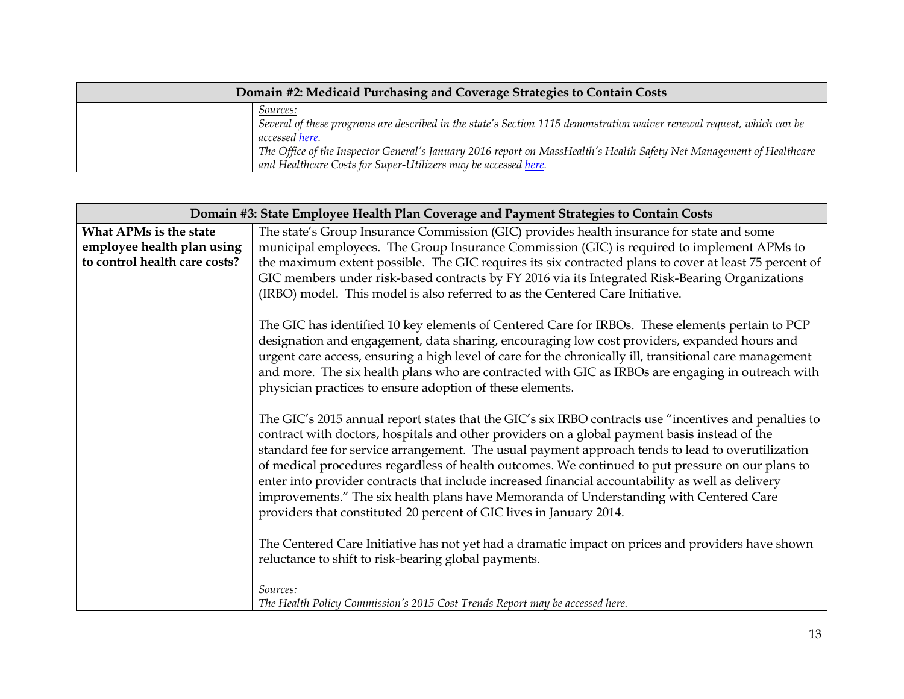| Domain #2: Medicaid Purchasing and Coverage Strategies to Contain Costs | |
|---|---|
| | *Sources:*<br>*Several of these programs are described in the state's Section 1115 demonstration waiver renewal request, which can be accessed here.*<br>*The Office of the Inspector General's January 2016 report on MassHealth's Health Safety Net Management of Healthcare and Healthcare Costs for Super-Utilizers may be accessed here.* |

| Domain #3: State Employee Health Plan Coverage and Payment Strategies to Contain Costs | |
|---|---|
| **What APMs is the state employee health plan using to control health care costs?** | The state's Group Insurance Commission (GIC) provides health insurance for state and some municipal employees. The Group Insurance Commission (GIC) is required to implement APMs to the maximum extent possible. The GIC requires its six contracted plans to cover at least 75 percent of GIC members under risk-based contracts by FY 2016 via its Integrated Risk-Bearing Organizations (IRBO) model. This model is also referred to as the Centered Care Initiative.<br><br>The GIC has identified 10 key elements of Centered Care for IRBOs. These elements pertain to PCP designation and engagement, data sharing, encouraging low cost providers, expanded hours and urgent care access, ensuring a high level of care for the chronically ill, transitional care management and more. The six health plans who are contracted with GIC as IRBOs are engaging in outreach with physician practices to ensure adoption of these elements.<br><br>The GIC's 2015 annual report states that the GIC's six IRBO contracts use "incentives and penalties to contract with doctors, hospitals and other providers on a global payment basis instead of the standard fee for service arrangement. The usual payment approach tends to lead to overutilization of medical procedures regardless of health outcomes. We continued to put pressure on our plans to enter into provider contracts that include increased financial accountability as well as delivery improvements." The six health plans have Memoranda of Understanding with Centered Care providers that constituted 20 percent of GIC lives in January 2014.<br><br>The Centered Care Initiative has not yet had a dramatic impact on prices and providers have shown reluctance to shift to risk-bearing global payments.<br><br>*Sources:*<br>*The Health Policy Commission's 2015 Cost Trends Report may be accessed here.* |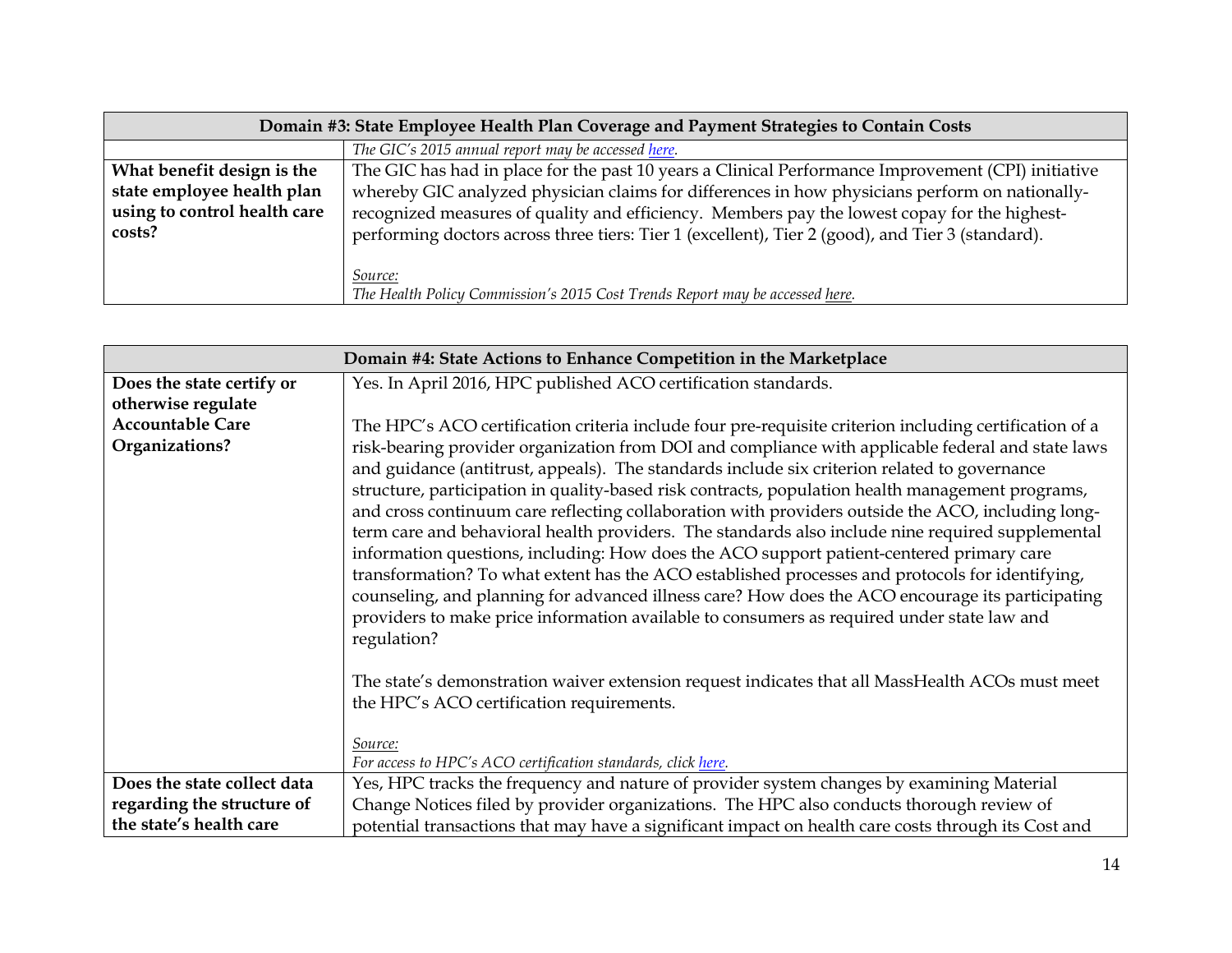| Domain #3: State Employee Health Plan Coverage and Payment Strategies to Contain Costs | |
|---|---|
| | *The GIC's 2015 annual report may be accessed here.* |
| **What benefit design is the state employee health plan using to control health care costs?** | The GIC has had in place for the past 10 years a Clinical Performance Improvement (CPI) initiative whereby GIC analyzed physician claims for differences in how physicians perform on nationally-recognized measures of quality and efficiency. Members pay the lowest copay for the highest-performing doctors across three tiers: Tier 1 (excellent), Tier 2 (good), and Tier 3 (standard).<br><br>*Source:*<br>*The Health Policy Commission's 2015 Cost Trends Report may be accessed here.* |

| Domain #4: State Actions to Enhance Competition in the Marketplace | |
|---|---|
| **Does the state certify or otherwise regulate Accountable Care Organizations?** | Yes. In April 2016, HPC published ACO certification standards.<br><br>The HPC's ACO certification criteria include four pre-requisite criterion including certification of a risk-bearing provider organization from DOI and compliance with applicable federal and state laws and guidance (antitrust, appeals). The standards include six criterion related to governance structure, participation in quality-based risk contracts, population health management programs, and cross continuum care reflecting collaboration with providers outside the ACO, including long-term care and behavioral health providers. The standards also include nine required supplemental information questions, including: How does the ACO support patient-centered primary care transformation? To what extent has the ACO established processes and protocols for identifying, counseling, and planning for advanced illness care? How does the ACO encourage its participating providers to make price information available to consumers as required under state law and regulation?<br><br>The state's demonstration waiver extension request indicates that all MassHealth ACOs must meet the HPC's ACO certification requirements.<br><br>*Source:*<br>*For access to HPC's ACO certification standards, click here.* |
| **Does the state collect data regarding the structure of the state's health care** | Yes, HPC tracks the frequency and nature of provider system changes by examining Material Change Notices filed by provider organizations. The HPC also conducts thorough review of potential transactions that may have a significant impact on health care costs through its Cost and |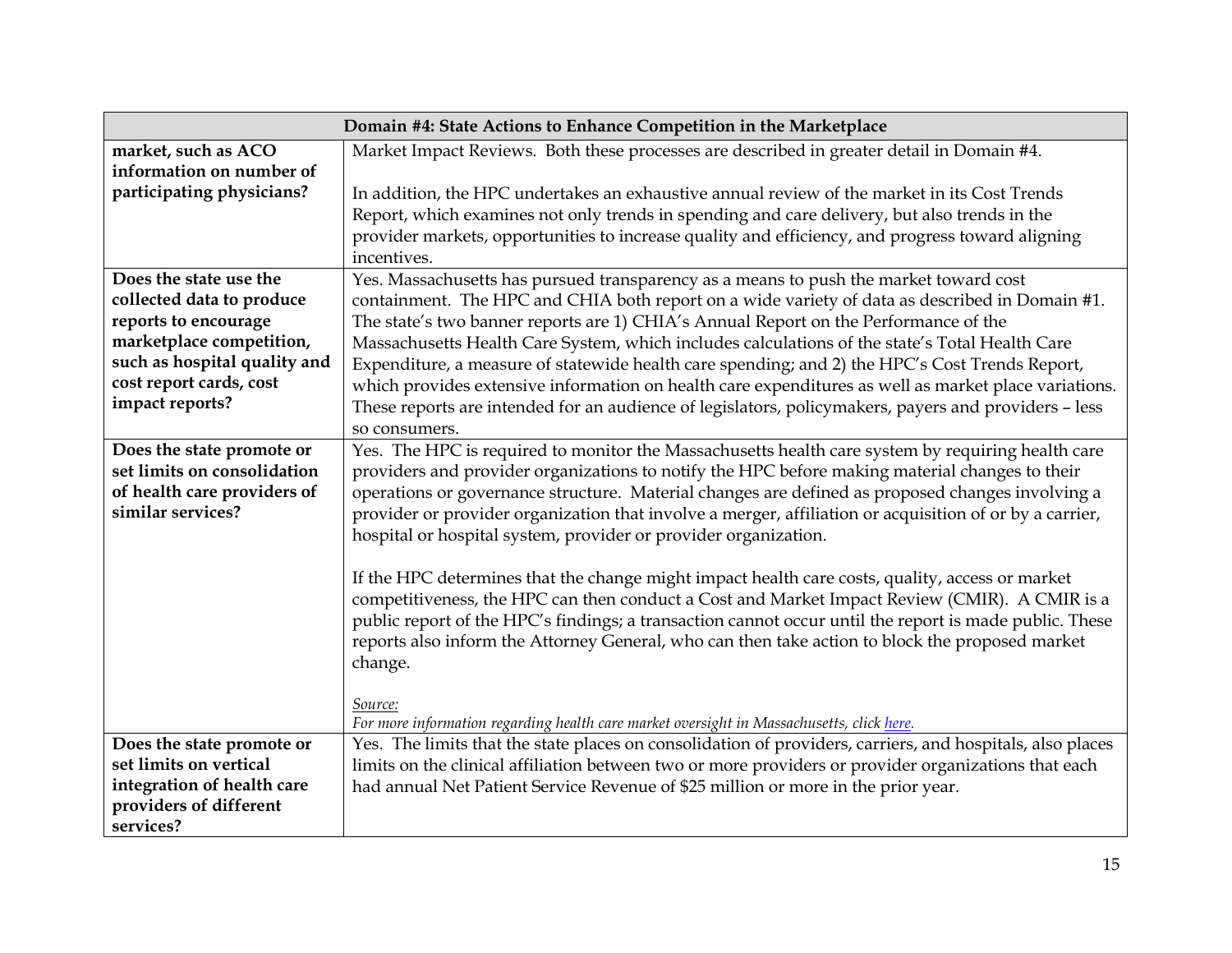| Domain #4: State Actions to Enhance Competition in the Marketplace | |
|---|---|
| **market, such as ACO information on number of participating physicians?** | Market Impact Reviews. Both these processes are described in greater detail in Domain #4.<br><br>In addition, the HPC undertakes an exhaustive annual review of the market in its Cost Trends Report, which examines not only trends in spending and care delivery, but also trends in the provider markets, opportunities to increase quality and efficiency, and progress toward aligning incentives. |
| **Does the state use the collected data to produce reports to encourage marketplace competition, such as hospital quality and cost report cards, cost impact reports?** | Yes. Massachusetts has pursued transparency as a means to push the market toward cost containment. The HPC and CHIA both report on a wide variety of data as described in Domain #1. The state's two banner reports are 1) CHIA's Annual Report on the Performance of the Massachusetts Health Care System, which includes calculations of the state's Total Health Care Expenditure, a measure of statewide health care spending; and 2) the HPC's Cost Trends Report, which provides extensive information on health care expenditures as well as market place variations. These reports are intended for an audience of legislators, policymakers, payers and providers – less so consumers. |
| **Does the state promote or set limits on consolidation of health care providers of similar services?** | Yes. The HPC is required to monitor the Massachusetts health care system by requiring health care providers and provider organizations to notify the HPC before making material changes to their operations or governance structure. Material changes are defined as proposed changes involving a provider or provider organization that involve a merger, affiliation or acquisition of or by a carrier, hospital or hospital system, provider or provider organization.<br><br>If the HPC determines that the change might impact health care costs, quality, access or market competitiveness, the HPC can then conduct a Cost and Market Impact Review (CMIR). A CMIR is a public report of the HPC's findings; a transaction cannot occur until the report is made public. These reports also inform the Attorney General, who can then take action to block the proposed market change.<br><br>*Source:*<br>*For more information regarding health care market oversight in Massachusetts, click here.* |
| **Does the state promote or set limits on vertical integration of health care providers of different services?** | Yes. The limits that the state places on consolidation of providers, carriers, and hospitals, also places limits on the clinical affiliation between two or more providers or provider organizations that each had annual Net Patient Service Revenue of $25 million or more in the prior year. |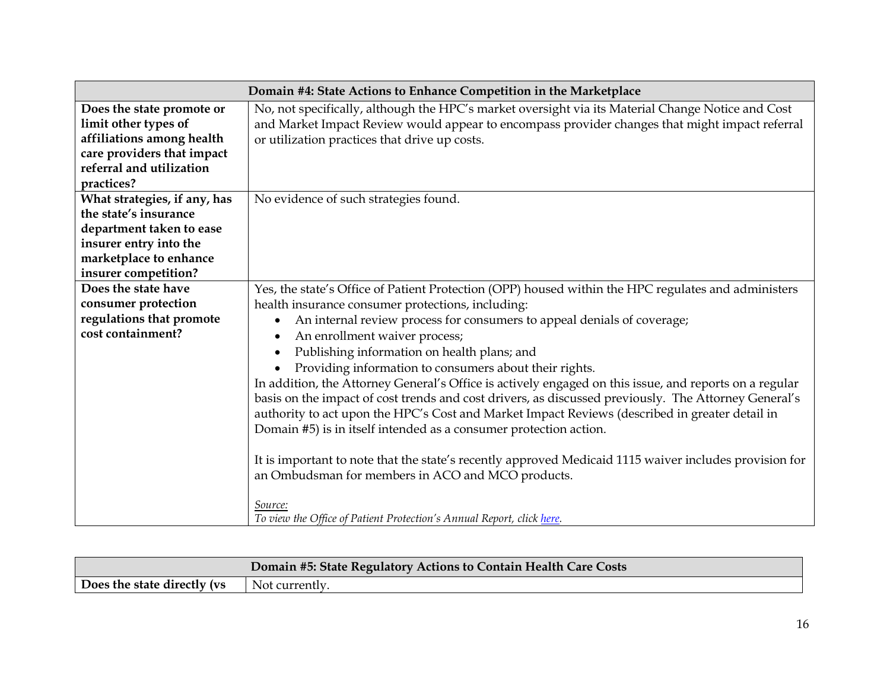| Domain #4: State Actions to Enhance Competition in the Marketplace | |
|---|---|
| **Does the state promote or limit other types of affiliations among health care providers that impact referral and utilization practices?** | No, not specifically, although the HPC's market oversight via its Material Change Notice and Cost and Market Impact Review would appear to encompass provider changes that might impact referral or utilization practices that drive up costs. |
| **What strategies, if any, has the state's insurance department taken to ease insurer entry into the marketplace to enhance insurer competition?** | No evidence of such strategies found. |
| **Does the state have consumer protection regulations that promote cost containment?** | Yes, the state's Office of Patient Protection (OPP) housed within the HPC regulates and administers health insurance consumer protections, including:<br>• An internal review process for consumers to appeal denials of coverage;<br>• An enrollment waiver process;<br>• Publishing information on health plans; and<br>• Providing information to consumers about their rights.<br>In addition, the Attorney General's Office is actively engaged on this issue, and reports on a regular basis on the impact of cost trends and cost drivers, as discussed previously. The Attorney General's authority to act upon the HPC's Cost and Market Impact Reviews (described in greater detail in Domain #5) is in itself intended as a consumer protection action.<br><br>It is important to note that the state's recently approved Medicaid 1115 waiver includes provision for an Ombudsman for members in ACO and MCO products.<br><br>*Source:*<br>*To view the Office of Patient Protection's Annual Report, click here.* |

| Domain #5: State Regulatory Actions to Contain Health Care Costs | |
|---|---|
| **Does the state directly (vs** | Not currently. |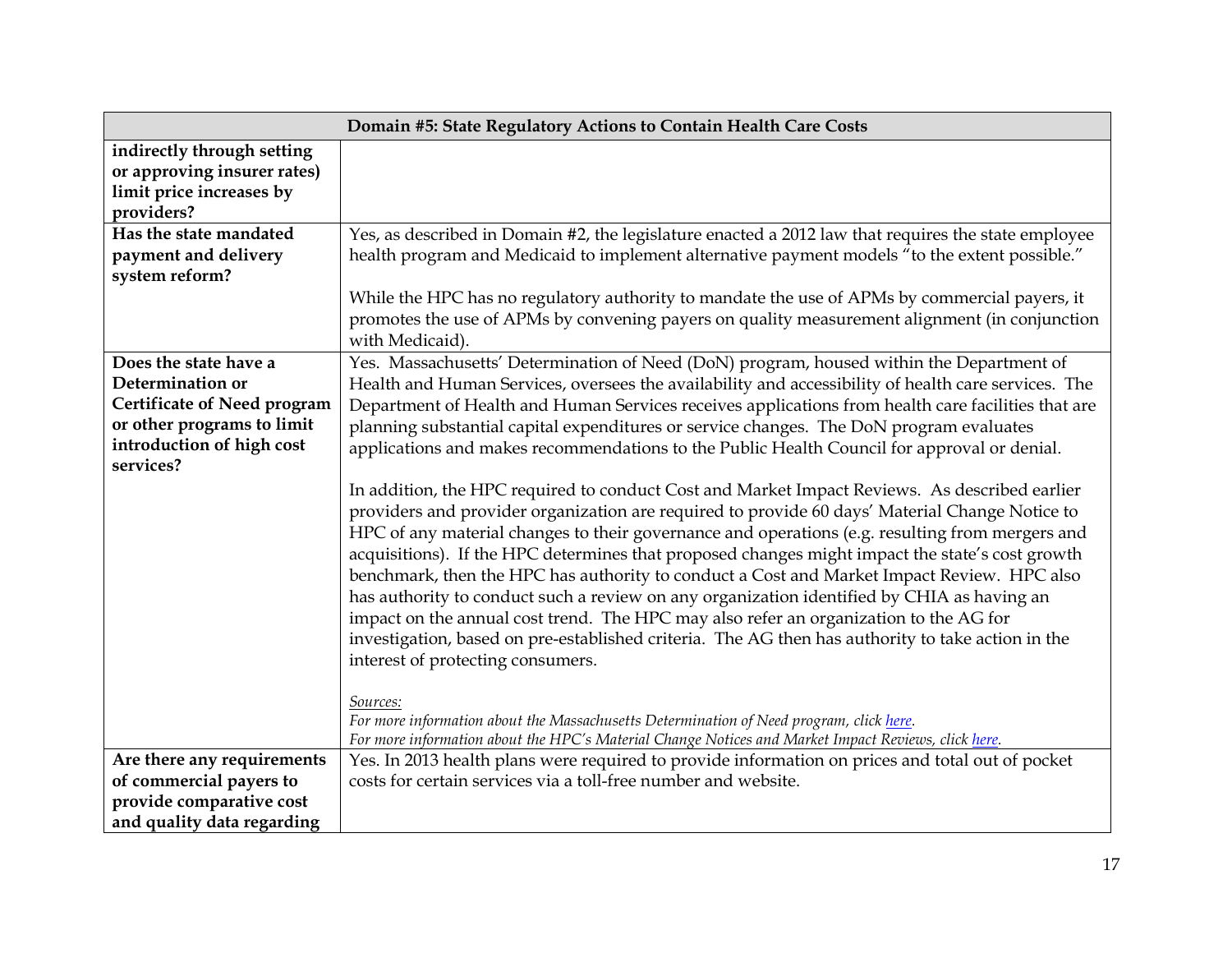| Domain #5: State Regulatory Actions to Contain Health Care Costs | |
|---|---|
| **indirectly through setting or approving insurer rates) limit price increases by providers?** | |
| **Has the state mandated payment and delivery system reform?** | Yes, as described in Domain #2, the legislature enacted a 2012 law that requires the state employee health program and Medicaid to implement alternative payment models "to the extent possible."<br><br>While the HPC has no regulatory authority to mandate the use of APMs by commercial payers, it promotes the use of APMs by convening payers on quality measurement alignment (in conjunction with Medicaid). |
| **Does the state have a Determination or Certificate of Need program or other programs to limit introduction of high cost services?** | Yes. Massachusetts' Determination of Need (DoN) program, housed within the Department of Health and Human Services, oversees the availability and accessibility of health care services. The Department of Health and Human Services receives applications from health care facilities that are planning substantial capital expenditures or service changes. The DoN program evaluates applications and makes recommendations to the Public Health Council for approval or denial.<br><br>In addition, the HPC required to conduct Cost and Market Impact Reviews. As described earlier providers and provider organization are required to provide 60 days' Material Change Notice to HPC of any material changes to their governance and operations (e.g. resulting from mergers and acquisitions). If the HPC determines that proposed changes might impact the state's cost growth benchmark, then the HPC has authority to conduct a Cost and Market Impact Review. HPC also has authority to conduct such a review on any organization identified by CHIA as having an impact on the annual cost trend. The HPC may also refer an organization to the AG for investigation, based on pre-established criteria. The AG then has authority to take action in the interest of protecting consumers.<br><br>*Sources:*<br>*For more information about the Massachusetts Determination of Need program, click here.*<br>*For more information about the HPC's Material Change Notices and Market Impact Reviews, click here.* |
| **Are there any requirements of commercial payers to provide comparative cost and quality data regarding** | Yes. In 2013 health plans were required to provide information on prices and total out of pocket costs for certain services via a toll-free number and website. |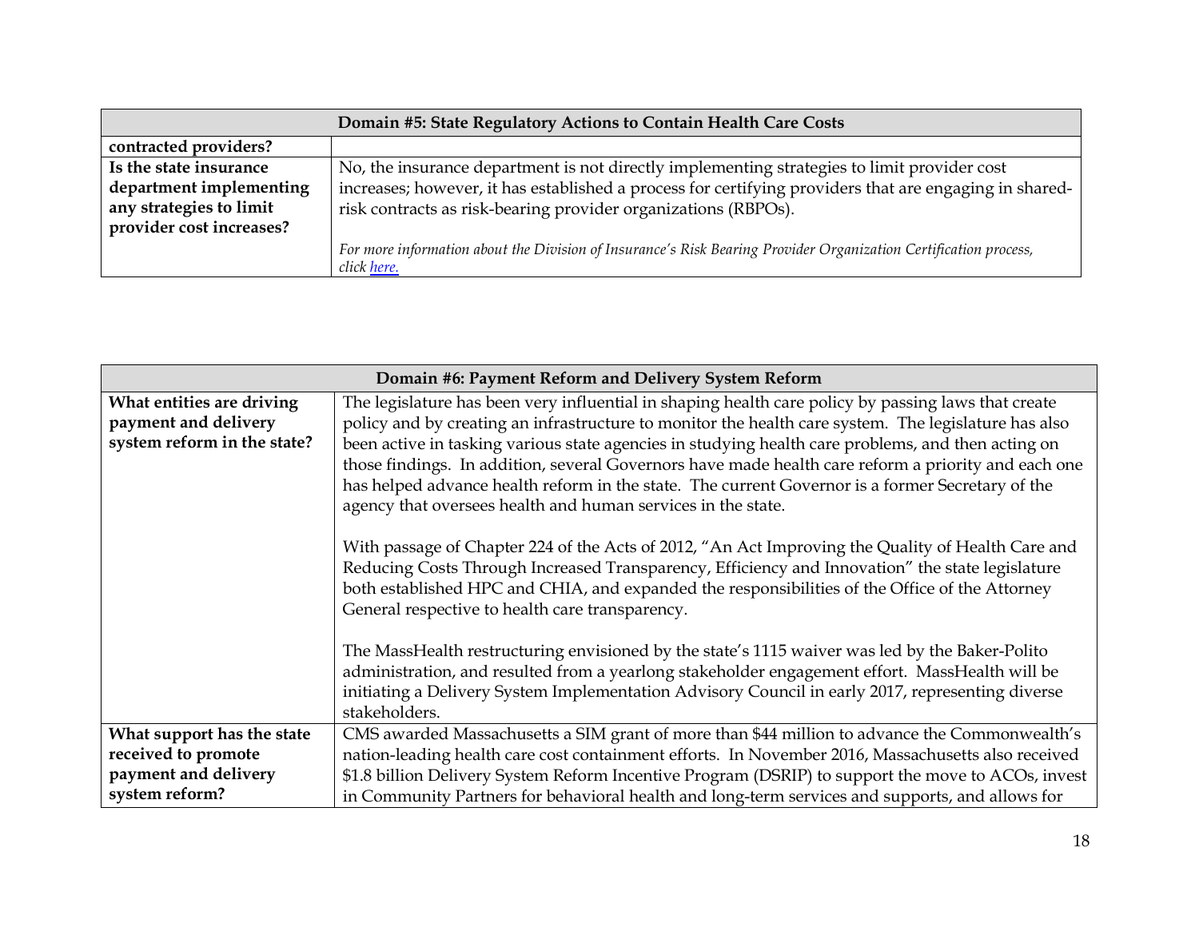| Domain #5: State Regulatory Actions to Contain Health Care Costs | |
|---|---|
| **contracted providers?** | |
| **Is the state insurance department implementing any strategies to limit provider cost increases?** | No, the insurance department is not directly implementing strategies to limit provider cost increases; however, it has established a process for certifying providers that are engaging in shared-risk contracts as risk-bearing provider organizations (RBPOs).<br><br>*For more information about the Division of Insurance's Risk Bearing Provider Organization Certification process, click [here.](#)* |

| Domain #6: Payment Reform and Delivery System Reform | |
|---|---|
| **What entities are driving payment and delivery system reform in the state?** | The legislature has been very influential in shaping health care policy by passing laws that create policy and by creating an infrastructure to monitor the health care system. The legislature has also been active in tasking various state agencies in studying health care problems, and then acting on those findings. In addition, several Governors have made health care reform a priority and each one has helped advance health reform in the state. The current Governor is a former Secretary of the agency that oversees health and human services in the state.<br><br>With passage of Chapter 224 of the Acts of 2012, "An Act Improving the Quality of Health Care and Reducing Costs Through Increased Transparency, Efficiency and Innovation" the state legislature both established HPC and CHIA, and expanded the responsibilities of the Office of the Attorney General respective to health care transparency.<br><br>The MassHealth restructuring envisioned by the state's 1115 waiver was led by the Baker-Polito administration, and resulted from a yearlong stakeholder engagement effort. MassHealth will be initiating a Delivery System Implementation Advisory Council in early 2017, representing diverse stakeholders. |
| **What support has the state received to promote payment and delivery system reform?** | CMS awarded Massachusetts a SIM grant of more than $44 million to advance the Commonwealth's nation-leading health care cost containment efforts. In November 2016, Massachusetts also received $1.8 billion Delivery System Reform Incentive Program (DSRIP) to support the move to ACOs, invest in Community Partners for behavioral health and long-term services and supports, and allows for |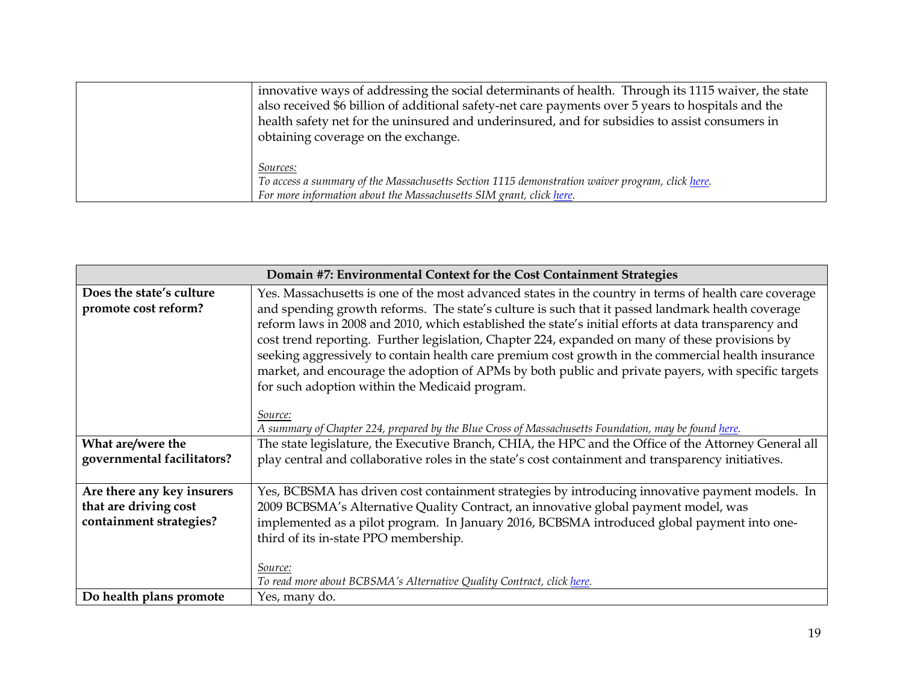| | |
|---|---|
| | innovative ways of addressing the social determinants of health. Through its 1115 waiver, the state also received $6 billion of additional safety-net care payments over 5 years to hospitals and the health safety net for the uninsured and underinsured, and for subsidies to assist consumers in obtaining coverage on the exchange.<br><br>*Sources:*<br>*To access a summary of the Massachusetts Section 1115 demonstration waiver program, click here.*<br>*For more information about the Massachusetts SIM grant, click here.* |

| **Domain #7: Environmental Context for the Cost Containment Strategies** | |
|---|---|
| **Does the state's culture promote cost reform?** | Yes. Massachusetts is one of the most advanced states in the country in terms of health care coverage and spending growth reforms. The state's culture is such that it passed landmark health coverage reform laws in 2008 and 2010, which established the state's initial efforts at data transparency and cost trend reporting. Further legislation, Chapter 224, expanded on many of these provisions by seeking aggressively to contain health care premium cost growth in the commercial health insurance market, and encourage the adoption of APMs by both public and private payers, with specific targets for such adoption within the Medicaid program.<br><br>*Source:*<br>*A summary of Chapter 224, prepared by the Blue Cross of Massachusetts Foundation, may be found here.* |
| **What are/were the governmental facilitators?** | The state legislature, the Executive Branch, CHIA, the HPC and the Office of the Attorney General all play central and collaborative roles in the state's cost containment and transparency initiatives. |
| **Are there any key insurers that are driving cost containment strategies?** | Yes, BCBSMA has driven cost containment strategies by introducing innovative payment models. In 2009 BCBSMA's Alternative Quality Contract, an innovative global payment model, was implemented as a pilot program. In January 2016, BCBSMA introduced global payment into one-third of its in-state PPO membership.<br><br>*Source:*<br>*To read more about BCBSMA's Alternative Quality Contract, click here.* |
| **Do health plans promote** | Yes, many do. |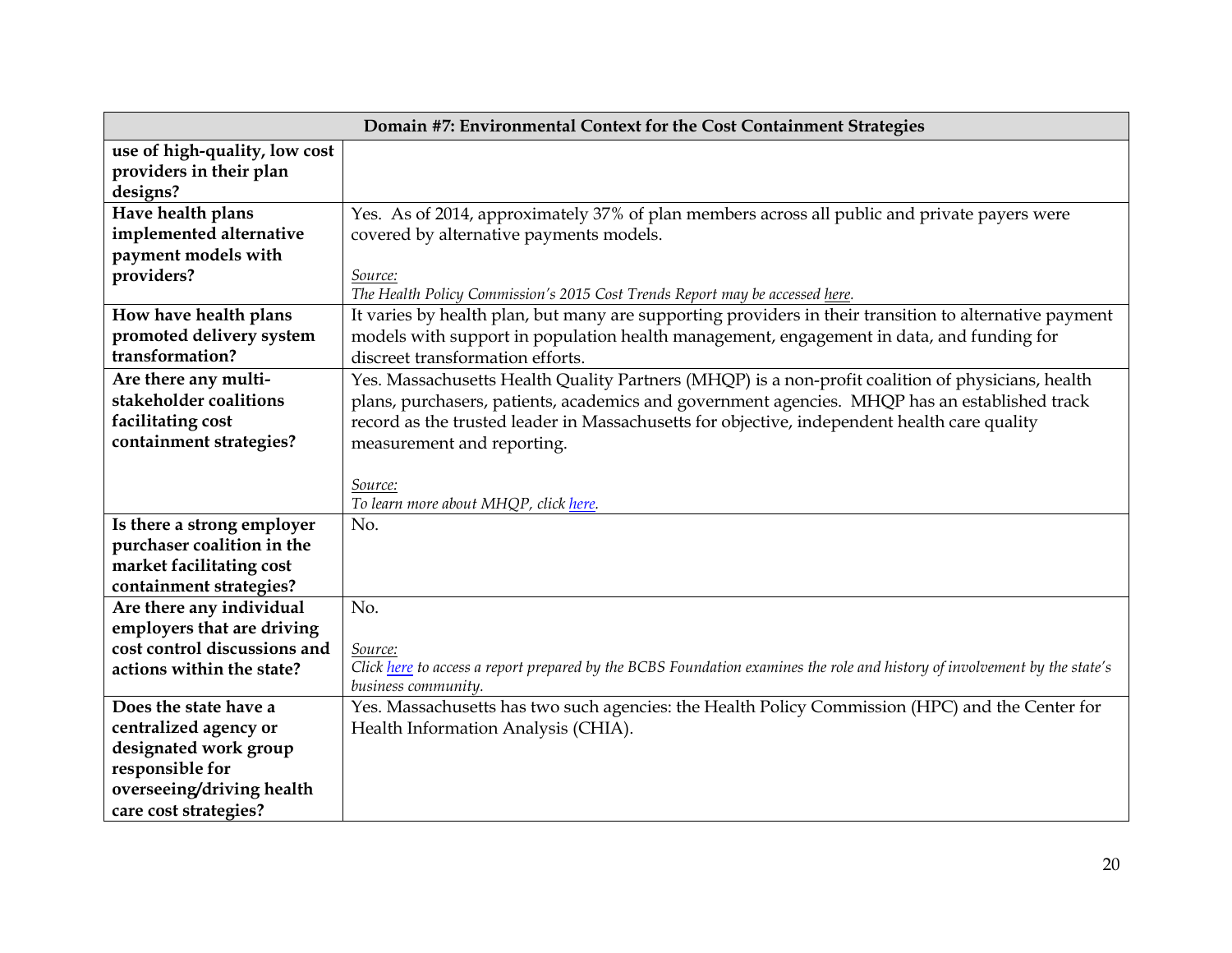| Domain #7: Environmental Context for the Cost Containment Strategies | |
|---|---|
| **use of high-quality, low cost providers in their plan designs?** | |
| **Have health plans implemented alternative payment models with providers?** | Yes. As of 2014, approximately 37% of plan members across all public and private payers were covered by alternative payments models.<br><br>*Source:*<br>*The Health Policy Commission's 2015 Cost Trends Report may be accessed here.* |
| **How have health plans promoted delivery system transformation?** | It varies by health plan, but many are supporting providers in their transition to alternative payment models with support in population health management, engagement in data, and funding for discreet transformation efforts. |
| **Are there any multi-stakeholder coalitions facilitating cost containment strategies?** | Yes. Massachusetts Health Quality Partners (MHQP) is a non-profit coalition of physicians, health plans, purchasers, patients, academics and government agencies. MHQP has an established track record as the trusted leader in Massachusetts for objective, independent health care quality measurement and reporting.<br><br>*Source:*<br>*To learn more about MHQP, click here.* |
| **Is there a strong employer purchaser coalition in the market facilitating cost containment strategies?** | No. |
| **Are there any individual employers that are driving cost control discussions and actions within the state?** | No.<br><br>*Source:*<br>*Click here to access a report prepared by the BCBS Foundation examines the role and history of involvement by the state's business community.* |
| **Does the state have a centralized agency or designated work group responsible for overseeing/driving health care cost strategies?** | Yes. Massachusetts has two such agencies: the Health Policy Commission (HPC) and the Center for Health Information Analysis (CHIA). |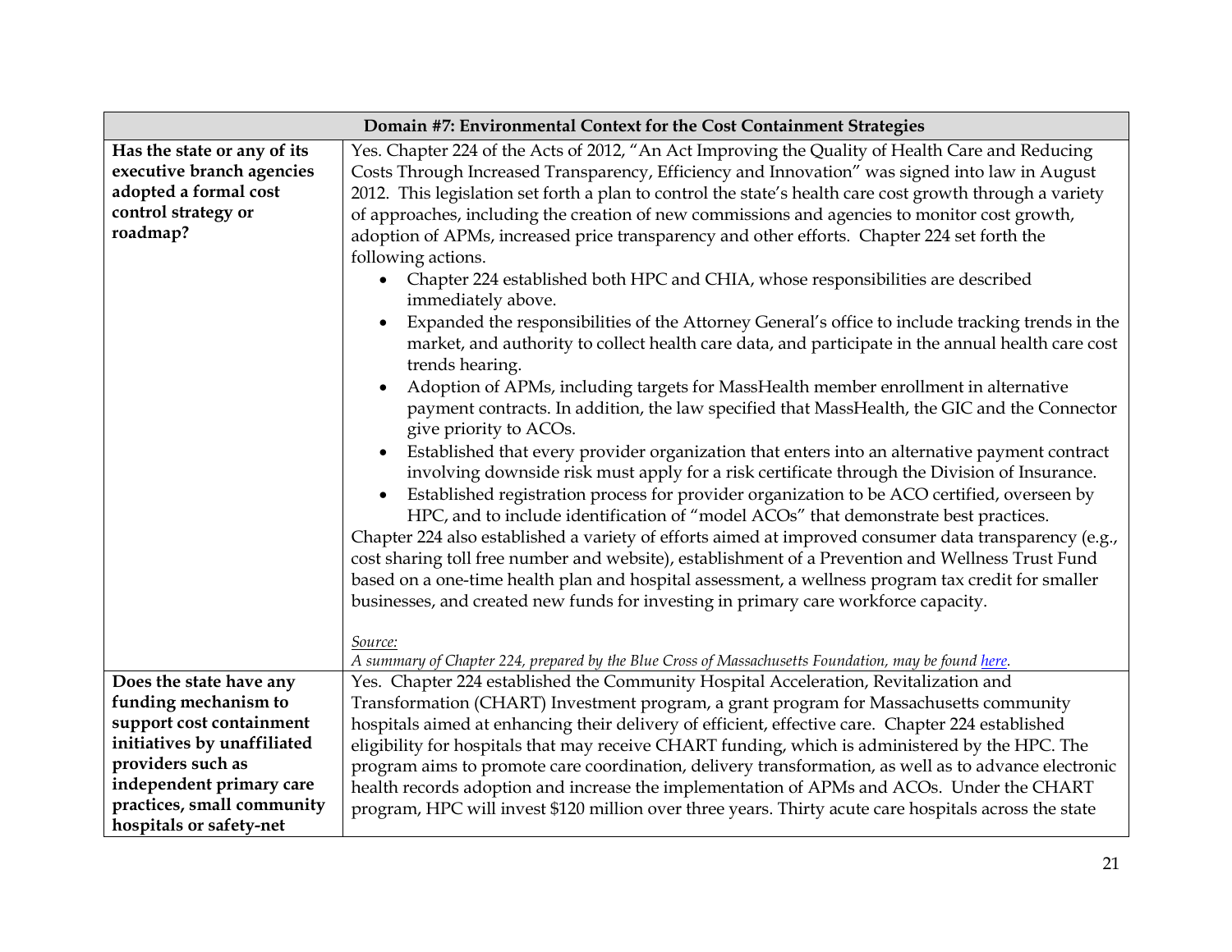| Domain #7: Environmental Context for the Cost Containment Strategies | |
|---|---|
| **Has the state or any of its executive branch agencies adopted a formal cost control strategy or roadmap?** | Yes. Chapter 224 of the Acts of 2012, "An Act Improving the Quality of Health Care and Reducing Costs Through Increased Transparency, Efficiency and Innovation" was signed into law in August 2012. This legislation set forth a plan to control the state's health care cost growth through a variety of approaches, including the creation of new commissions and agencies to monitor cost growth, adoption of APMs, increased price transparency and other efforts. Chapter 224 set forth the following actions.<br>• Chapter 224 established both HPC and CHIA, whose responsibilities are described immediately above.<br>• Expanded the responsibilities of the Attorney General's office to include tracking trends in the market, and authority to collect health care data, and participate in the annual health care cost trends hearing.<br>• Adoption of APMs, including targets for MassHealth member enrollment in alternative payment contracts. In addition, the law specified that MassHealth, the GIC and the Connector give priority to ACOs.<br>• Established that every provider organization that enters into an alternative payment contract involving downside risk must apply for a risk certificate through the Division of Insurance.<br>• Established registration process for provider organization to be ACO certified, overseen by HPC, and to include identification of "model ACOs" that demonstrate best practices.<br>Chapter 224 also established a variety of efforts aimed at improved consumer data transparency (e.g., cost sharing toll free number and website), establishment of a Prevention and Wellness Trust Fund based on a one-time health plan and hospital assessment, a wellness program tax credit for smaller businesses, and created new funds for investing in primary care workforce capacity.<br><br>*Source:*<br>*A summary of Chapter 224, prepared by the Blue Cross of Massachusetts Foundation, may be found here.* |
| **Does the state have any funding mechanism to support cost containment initiatives by unaffiliated providers such as independent primary care practices, small community hospitals or safety-net** | Yes. Chapter 224 established the Community Hospital Acceleration, Revitalization and Transformation (CHART) Investment program, a grant program for Massachusetts community hospitals aimed at enhancing their delivery of efficient, effective care. Chapter 224 established eligibility for hospitals that may receive CHART funding, which is administered by the HPC. The program aims to promote care coordination, delivery transformation, as well as to advance electronic health records adoption and increase the implementation of APMs and ACOs. Under the CHART program, HPC will invest $120 million over three years. Thirty acute care hospitals across the state |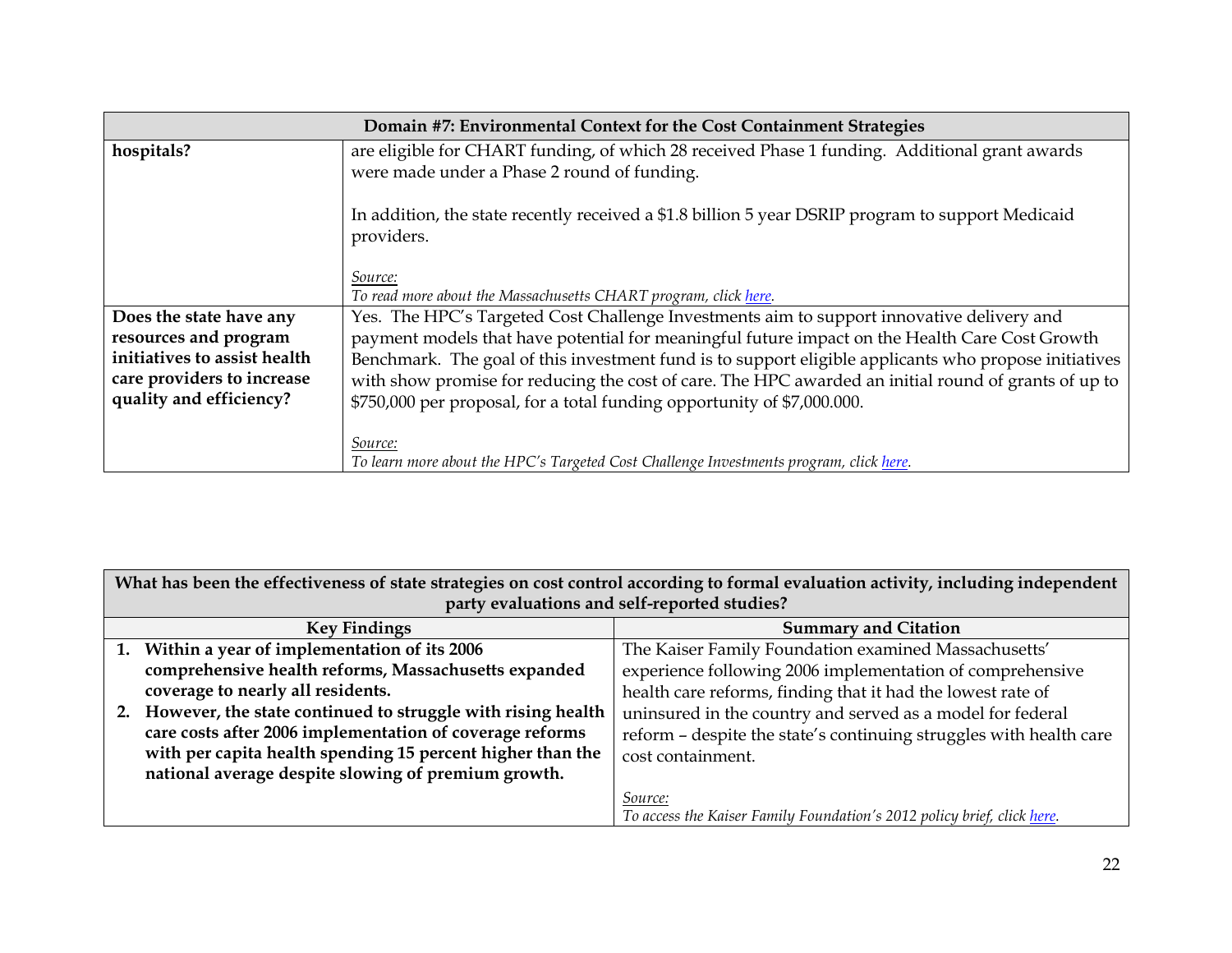| Domain #7: Environmental Context for the Cost Containment Strategies | |
|---|---|
| **hospitals?** | are eligible for CHART funding, of which 28 received Phase 1 funding. Additional grant awards were made under a Phase 2 round of funding.<br><br>In addition, the state recently received a $1.8 billion 5 year DSRIP program to support Medicaid providers.<br><br>*Source:*<br>*To read more about the Massachusetts CHART program, click here.* |
| **Does the state have any resources and program initiatives to assist health care providers to increase quality and efficiency?** | Yes. The HPC's Targeted Cost Challenge Investments aim to support innovative delivery and payment models that have potential for meaningful future impact on the Health Care Cost Growth Benchmark. The goal of this investment fund is to support eligible applicants who propose initiatives with show promise for reducing the cost of care. The HPC awarded an initial round of grants of up to $750,000 per proposal, for a total funding opportunity of $7,000.000.<br><br>*Source:*<br>*To learn more about the HPC's Targeted Cost Challenge Investments program, click here.* |

| What has been the effectiveness of state strategies on cost control according to formal evaluation activity, including independent party evaluations and self-reported studies? | |
|---|---|
| **Key Findings** | **Summary and Citation** |
| 1. **Within a year of implementation of its 2006 comprehensive health reforms, Massachusetts expanded coverage to nearly all residents.**<br>2. **However, the state continued to struggle with rising health care costs after 2006 implementation of coverage reforms with per capita health spending 15 percent higher than the national average despite slowing of premium growth.** | The Kaiser Family Foundation examined Massachusetts' experience following 2006 implementation of comprehensive health care reforms, finding that it had the lowest rate of uninsured in the country and served as a model for federal reform – despite the state's continuing struggles with health care cost containment.<br><br>*Source:*<br>*To access the Kaiser Family Foundation's 2012 policy brief, click here.* |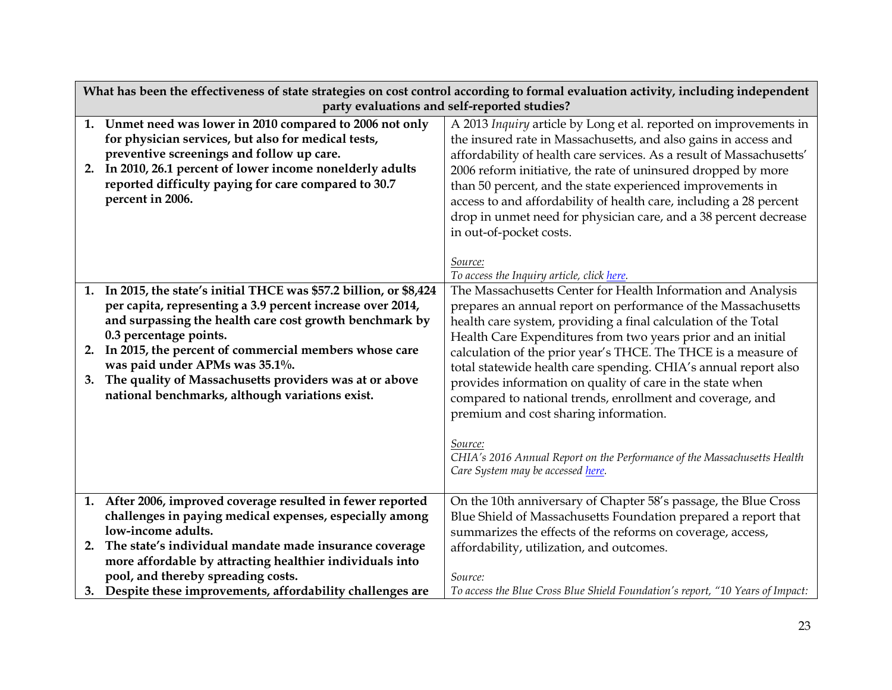| What has been the effectiveness of state strategies on cost control according to formal evaluation activity, including independent party evaluations and self-reported studies? | |
|---|---|
| 1. **Unmet need was lower in 2010 compared to 2006 not only for physician services, but also for medical tests, preventive screenings and follow up care.**<br>2. **In 2010, 26.1 percent of lower income nonelderly adults reported difficulty paying for care compared to 30.7 percent in 2006.** | A 2013 *Inquiry* article by Long et al. reported on improvements in the insured rate in Massachusetts, and also gains in access and affordability of health care services. As a result of Massachusetts' 2006 reform initiative, the rate of uninsured dropped by more than 50 percent, and the state experienced improvements in access to and affordability of health care, including a 28 percent drop in unmet need for physician care, and a 38 percent decrease in out-of-pocket costs.<br><br>*Source:*<br>*To access the Inquiry article, click here.* |
| 1. **In 2015, the state's initial THCE was $57.2 billion, or $8,424 per capita, representing a 3.9 percent increase over 2014, and surpassing the health care cost growth benchmark by 0.3 percentage points.**<br>2. **In 2015, the percent of commercial members whose care was paid under APMs was 35.1%.**<br>3. **The quality of Massachusetts providers was at or above national benchmarks, although variations exist.** | The Massachusetts Center for Health Information and Analysis prepares an annual report on performance of the Massachusetts health care system, providing a final calculation of the Total Health Care Expenditures from two years prior and an initial calculation of the prior year's THCE. The THCE is a measure of total statewide health care spending. CHIA's annual report also provides information on quality of care in the state when compared to national trends, enrollment and coverage, and premium and cost sharing information.<br><br>*Source:*<br>*CHIA's 2016 Annual Report on the Performance of the Massachusetts Health Care System may be accessed here.* |
| 1. **After 2006, improved coverage resulted in fewer reported challenges in paying medical expenses, especially among low-income adults.**<br>2. **The state's individual mandate made insurance coverage more affordable by attracting healthier individuals into pool, and thereby spreading costs.**<br>3. **Despite these improvements, affordability challenges are** | On the 10th anniversary of Chapter 58's passage, the Blue Cross Blue Shield of Massachusetts Foundation prepared a report that summarizes the effects of the reforms on coverage, access, affordability, utilization, and outcomes.<br><br>*Source:*<br>*To access the Blue Cross Blue Shield Foundation's report, "10 Years of Impact:* |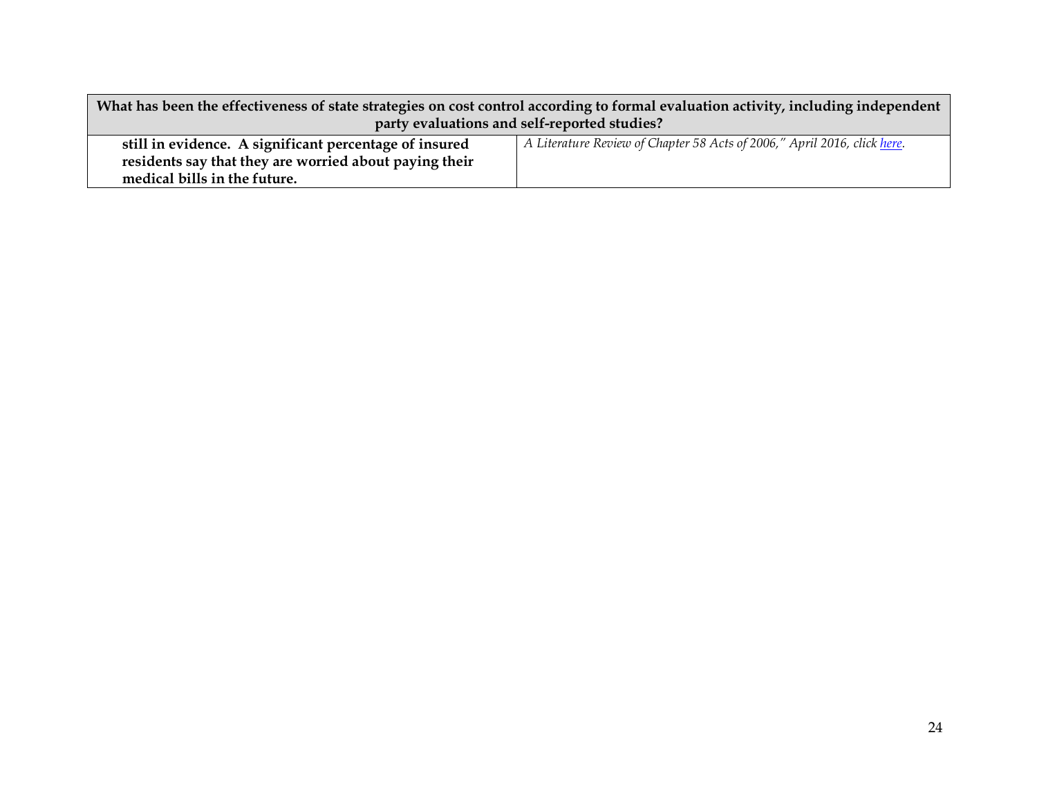| What has been the effectiveness of state strategies on cost control according to formal evaluation activity, including independent party evaluations and self-reported studies? | |
|---|---|
| **still in evidence. A significant percentage of insured residents say that they are worried about paying their medical bills in the future.** | *A Literature Review of Chapter 58 Acts of 2006," April 2016, click here.* |